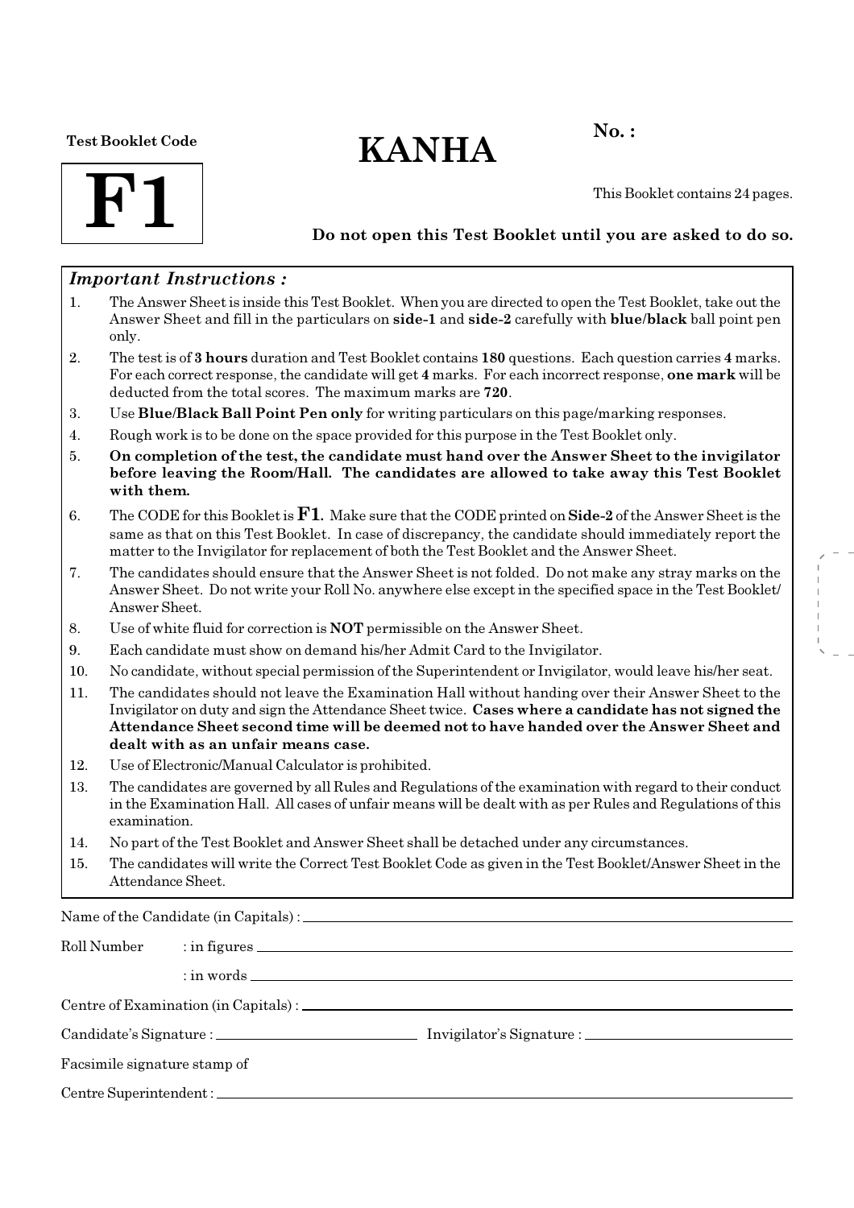Test Booklet Code

**F1**

# KANHA

**No. :**

This Booklet contains 24 pages.

**Do not open this Test Booklet until you are asked to do so.**

***Important Instructions :***

1. The Answer Sheet is inside this Test Booklet. When you are directed to open the Test Booklet, take out the Answer Sheet and fill in the particulars on **side-1** and **side-2** carefully with **blue/black** ball point pen only.
2. The test is of **3 hours** duration and Test Booklet contains **180** questions. Each question carries **4** marks. For each correct response, the candidate will get **4** marks. For each incorrect response, **one mark** will be deducted from the total scores. The maximum marks are **720**.
3. Use **Blue/Black Ball Point Pen only** for writing particulars on this page/marking responses.
4. Rough work is to be done on the space provided for this purpose in the Test Booklet only.
5. **On completion of the test, the candidate must hand over the Answer Sheet to the invigilator before leaving the Room/Hall. The candidates are allowed to take away this Test Booklet with them.**
6. The CODE for this Booklet is **F1**. Make sure that the CODE printed on **Side-2** of the Answer Sheet is the same as that on this Test Booklet. In case of discrepancy, the candidate should immediately report the matter to the Invigilator for replacement of both the Test Booklet and the Answer Sheet.
7. The candidates should ensure that the Answer Sheet is not folded. Do not make any stray marks on the Answer Sheet. Do not write your Roll No. anywhere else except in the specified space in the Test Booklet/Answer Sheet.
8. Use of white fluid for correction is **NOT** permissible on the Answer Sheet.
9. Each candidate must show on demand his/her Admit Card to the Invigilator.
10. No candidate, without special permission of the Superintendent or Invigilator, would leave his/her seat.
11. The candidates should not leave the Examination Hall without handing over their Answer Sheet to the Invigilator on duty and sign the Attendance Sheet twice. **Cases where a candidate has not signed the Attendance Sheet second time will be deemed not to have handed over the Answer Sheet and dealt with as an unfair means case.**
12. Use of Electronic/Manual Calculator is prohibited.
13. The candidates are governed by all Rules and Regulations of the examination with regard to their conduct in the Examination Hall. All cases of unfair means will be dealt with as per Rules and Regulations of this examination.
14. No part of the Test Booklet and Answer Sheet shall be detached under any circumstances.
15. The candidates will write the Correct Test Booklet Code as given in the Test Booklet/Answer Sheet in the Attendance Sheet.

Name of the Candidate (in Capitals) : ____________________

Roll Number : in figures ____________________

: in words ____________________

Centre of Examination (in Capitals) : ____________________

Candidate's Signature : ____________________ Invigilator's Signature : ____________________

Facsimile signature stamp of

Centre Superintendent : ____________________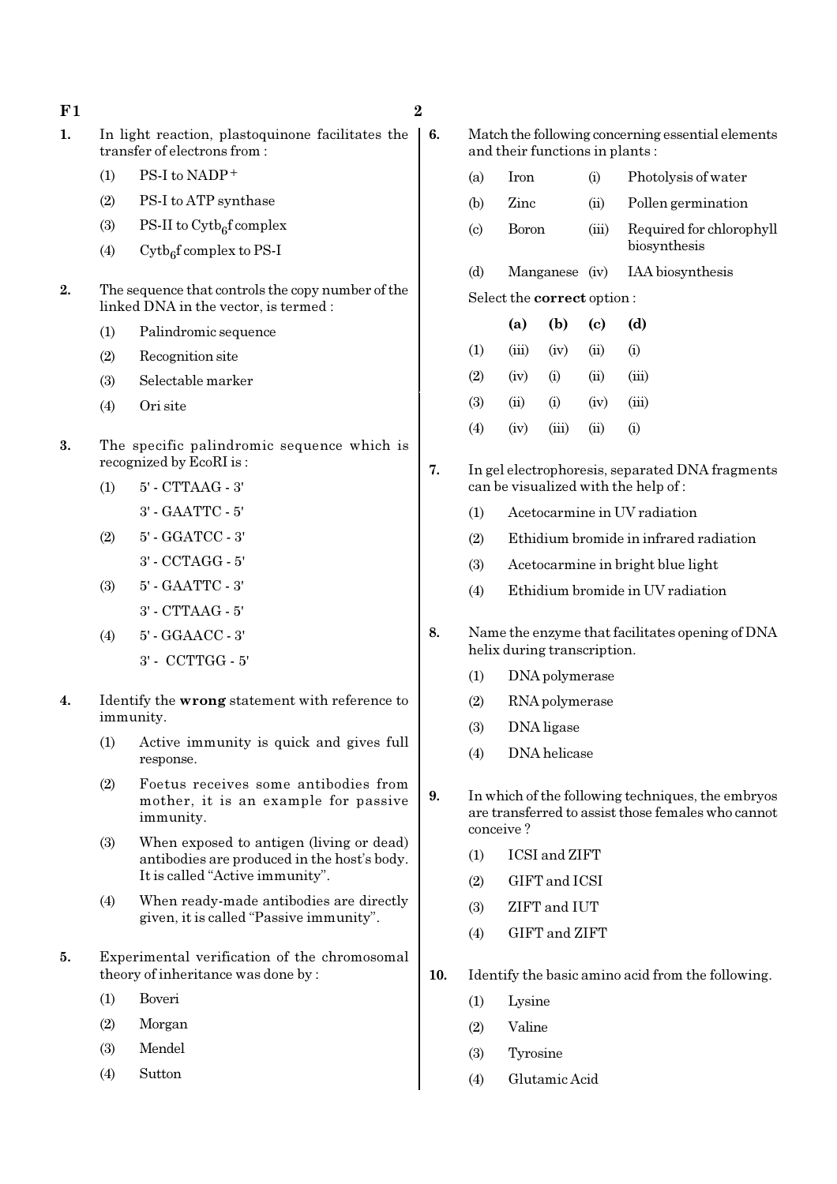1. In light reaction, plastoquinone facilitates the transfer of electrons from :
   (1) PS-I to $NADP^+$
   (2) PS-I to ATP synthase
   (3) PS-II to $Cytb_6f$ complex
   (4) $Cytb_6f$ complex to PS-I

2. The sequence that controls the copy number of the linked DNA in the vector, is termed :
   (1) Palindromic sequence
   (2) Recognition site
   (3) Selectable marker
   (4) Ori site

3. The specific palindromic sequence which is recognized by EcoRI is :
   (1) 5' - CTTAAG - 3'
       3' - GAATTC - 5'
   (2) 5' - GGATCC - 3'
       3' - CCTAGG - 5'
   (3) 5' - GAATTC - 3'
       3' - CTTAAG - 5'
   (4) 5' - GGAACC - 3'
       3' - CCTTGG - 5'

4. Identify the **wrong** statement with reference to immunity.
   (1) Active immunity is quick and gives full response.
   (2) Foetus receives some antibodies from mother, it is an example for passive immunity.
   (3) When exposed to antigen (living or dead) antibodies are produced in the host's body. It is called "Active immunity".
   (4) When ready-made antibodies are directly given, it is called "Passive immunity".

5. Experimental verification of the chromosomal theory of inheritance was done by :
   (1) Boveri
   (2) Morgan
   (3) Mendel
   (4) Sutton

6. Match the following concerning essential elements and their functions in plants :

| | | | |
|---|---|---|---|
| (a) | Iron | (i) | Photolysis of water |
| (b) | Zinc | (ii) | Pollen germination |
| (c) | Boron | (iii) | Required for chlorophyll biosynthesis |
| (d) | Manganese | (iv) | IAA biosynthesis |

   Select the **correct** option :

| | **(a)** | **(b)** | **(c)** | **(d)** |
|---|---|---|---|---|
| (1) | (iii) | (iv) | (ii) | (i) |
| (2) | (iv) | (i) | (ii) | (iii) |
| (3) | (ii) | (i) | (iv) | (iii) |
| (4) | (iv) | (iii) | (ii) | (i) |

7. In gel electrophoresis, separated DNA fragments can be visualized with the help of :
   (1) Acetocarmine in UV radiation
   (2) Ethidium bromide in infrared radiation
   (3) Acetocarmine in bright blue light
   (4) Ethidium bromide in UV radiation

8. Name the enzyme that facilitates opening of DNA helix during transcription.
   (1) DNA polymerase
   (2) RNA polymerase
   (3) DNA ligase
   (4) DNA helicase

9. In which of the following techniques, the embryos are transferred to assist those females who cannot conceive ?
   (1) ICSI and ZIFT
   (2) GIFT and ICSI
   (3) ZIFT and IUT
   (4) GIFT and ZIFT

10. Identify the basic amino acid from the following.
    (1) Lysine
    (2) Valine
    (3) Tyrosine
    (4) Glutamic Acid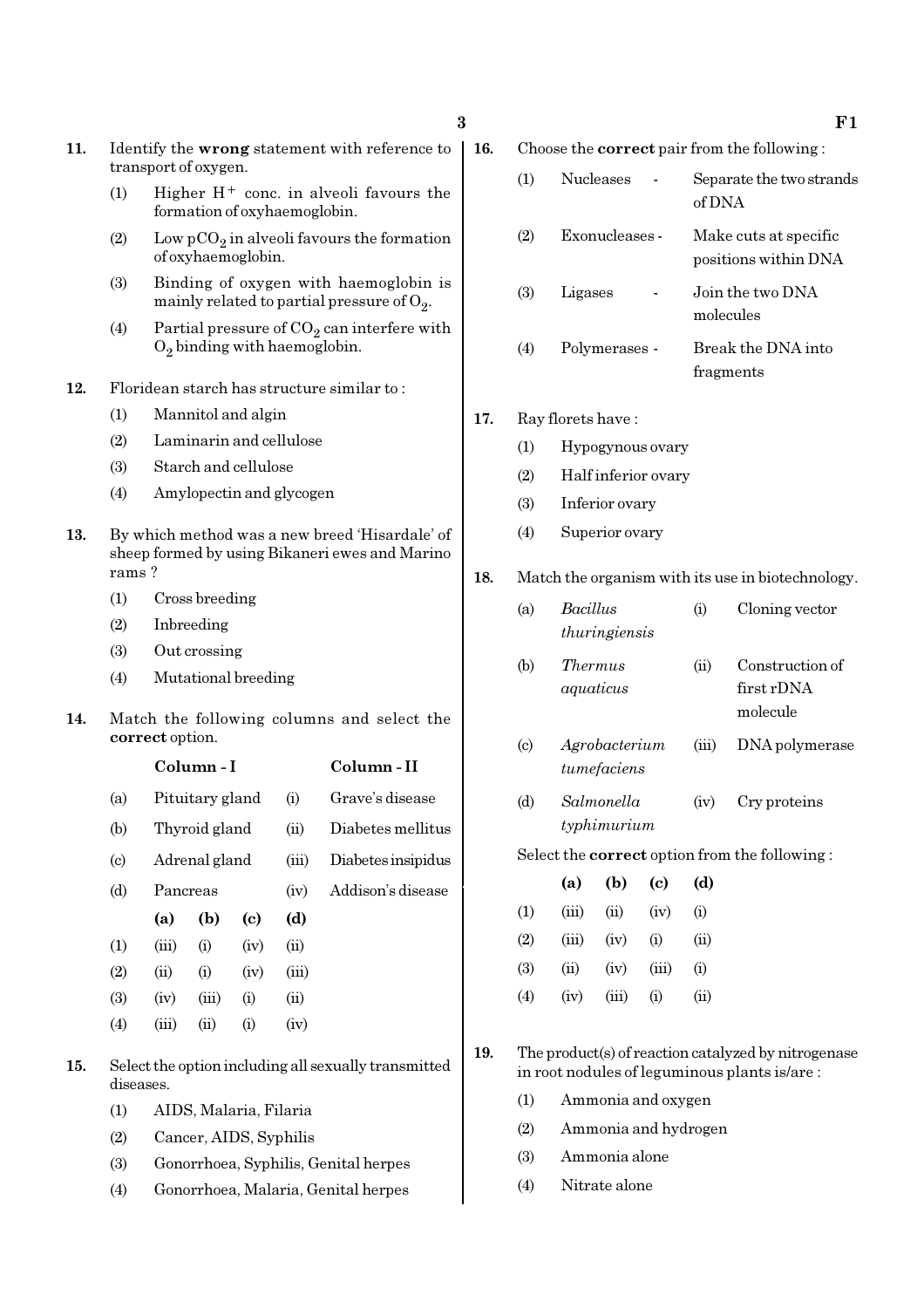11. Identify the **wrong** statement with reference to transport of oxygen.

    (1) Higher $H^+$ conc. in alveoli favours the formation of oxyhaemoglobin.

    (2) Low $pCO_2$ in alveoli favours the formation of oxyhaemoglobin.

    (3) Binding of oxygen with haemoglobin is mainly related to partial pressure of $O_2$.

    (4) Partial pressure of $CO_2$ can interfere with $O_2$ binding with haemoglobin.

12. Floridean starch has structure similar to :

    (1) Mannitol and algin

    (2) Laminarin and cellulose

    (3) Starch and cellulose

    (4) Amylopectin and glycogen

13. By which method was a new breed 'Hisardale' of sheep formed by using Bikaneri ewes and Marino rams ?

    (1) Cross breeding

    (2) Inbreeding

    (3) Out crossing

    (4) Mutational breeding

14. Match the following columns and select the **correct** option.

| | Column - I | | Column - II |
|---|---|---|---|
| (a) | Pituitary gland | (i) | Grave's disease |
| (b) | Thyroid gland | (ii) | Diabetes mellitus |
| (c) | Adrenal gland | (iii) | Diabetes insipidus |
| (d) | Pancreas | (iv) | Addison's disease |

| | (a) | (b) | (c) | (d) |
|---|---|---|---|---|
| (1) | (iii) | (i) | (iv) | (ii) |
| (2) | (ii) | (i) | (iv) | (iii) |
| (3) | (iv) | (iii) | (i) | (ii) |
| (4) | (iii) | (ii) | (i) | (iv) |

15. Select the option including all sexually transmitted diseases.

    (1) AIDS, Malaria, Filaria

    (2) Cancer, AIDS, Syphilis

    (3) Gonorrhoea, Syphilis, Genital herpes

    (4) Gonorrhoea, Malaria, Genital herpes

16. Choose the **correct** pair from the following :

    (1) Nucleases - Separate the two strands of DNA

    (2) Exonucleases - Make cuts at specific positions within DNA

    (3) Ligases - Join the two DNA molecules

    (4) Polymerases - Break the DNA into fragments

17. Ray florets have :

    (1) Hypogynous ovary

    (2) Half inferior ovary

    (3) Inferior ovary

    (4) Superior ovary

18. Match the organism with its use in biotechnology.

| | | | |
|---|---|---|---|
| (a) | *Bacillus thuringiensis* | (i) | Cloning vector |
| (b) | *Thermus aquaticus* | (ii) | Construction of first rDNA molecule |
| (c) | *Agrobacterium tumefaciens* | (iii) | DNA polymerase |
| (d) | *Salmonella typhimurium* | (iv) | Cry proteins |

Select the **correct** option from the following :

| | (a) | (b) | (c) | (d) |
|---|---|---|---|---|
| (1) | (iii) | (ii) | (iv) | (i) |
| (2) | (iii) | (iv) | (i) | (ii) |
| (3) | (ii) | (iv) | (iii) | (i) |
| (4) | (iv) | (iii) | (i) | (ii) |

19. The product(s) of reaction catalyzed by nitrogenase in root nodules of leguminous plants is/are :

    (1) Ammonia and oxygen

    (2) Ammonia and hydrogen

    (3) Ammonia alone

    (4) Nitrate alone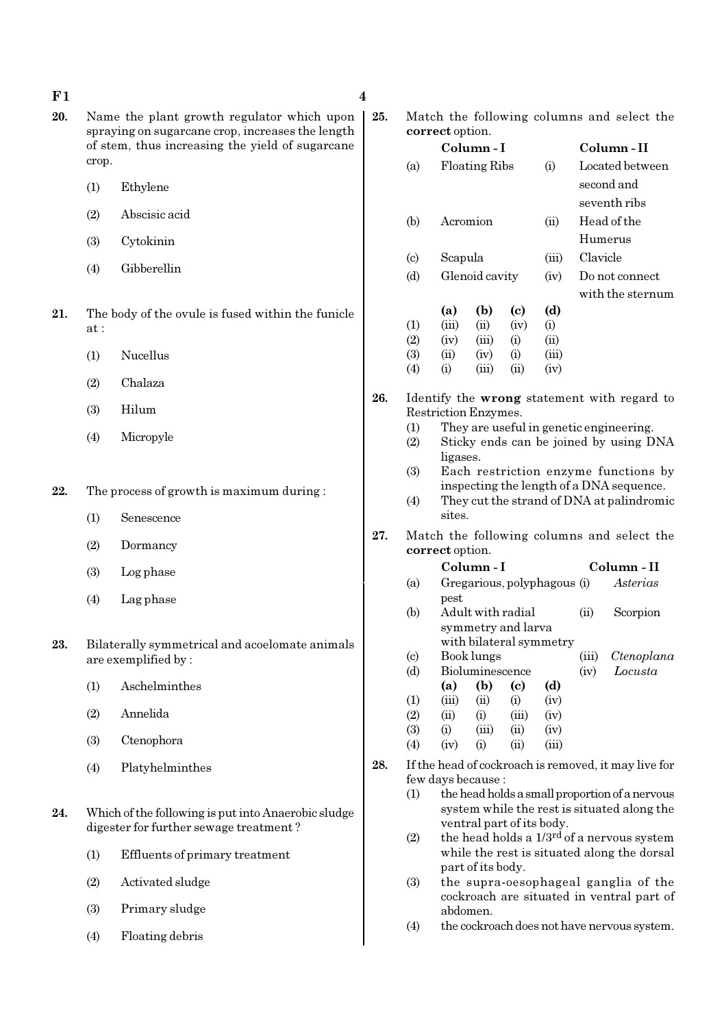**20.** Name the plant growth regulator which upon spraying on sugarcane crop, increases the length of stem, thus increasing the yield of sugarcane crop.

(1) Ethylene

(2) Abscisic acid

(3) Cytokinin

(4) Gibberellin

**21.** The body of the ovule is fused within the funicle at :

(1) Nucellus

(2) Chalaza

(3) Hilum

(4) Micropyle

**22.** The process of growth is maximum during :

(1) Senescence

(2) Dormancy

(3) Log phase

(4) Lag phase

**23.** Bilaterally symmetrical and acoelomate animals are exemplified by :

(1) Aschelminthes

(2) Annelida

(3) Ctenophora

(4) Platyhelminthes

**24.** Which of the following is put into Anaerobic sludge digester for further sewage treatment ?

(1) Effluents of primary treatment

(2) Activated sludge

(3) Primary sludge

(4) Floating debris

**25.** Match the following columns and select the **correct** option.

| | Column - I | | Column - II |
|---|---|---|---|
| (a) | Floating Ribs | (i) | Located between second and seventh ribs |
| (b) | Acromion | (ii) | Head of the Humerus |
| (c) | Scapula | (iii) | Clavicle |
| (d) | Glenoid cavity | (iv) | Do not connect with the sternum |

| | (a) | (b) | (c) | (d) |
|---|---|---|---|---|
| (1) | (iii) | (ii) | (iv) | (i) |
| (2) | (iv) | (iii) | (i) | (ii) |
| (3) | (ii) | (iv) | (i) | (iii) |
| (4) | (i) | (iii) | (ii) | (iv) |

**26.** Identify the **wrong** statement with regard to Restriction Enzymes.

(1) They are useful in genetic engineering.

(2) Sticky ends can be joined by using DNA ligases.

(3) Each restriction enzyme functions by inspecting the length of a DNA sequence.

(4) They cut the strand of DNA at palindromic sites.

**27.** Match the following columns and select the **correct** option.

| | Column - I | | Column - II |
|---|---|---|---|
| (a) | Gregarious, polyphagous pest | (i) | *Asterias* |
| (b) | Adult with radial symmetry and larva with bilateral symmetry | (ii) | Scorpion |
| (c) | Book lungs | (iii) | *Ctenoplana* |
| (d) | Bioluminescence | (iv) | *Locusta* |

| | (a) | (b) | (c) | (d) |
|---|---|---|---|---|
| (1) | (iii) | (ii) | (i) | (iv) |
| (2) | (ii) | (i) | (iii) | (iv) |
| (3) | (i) | (iii) | (ii) | (iv) |
| (4) | (iv) | (i) | (ii) | (iii) |

**28.** If the head of cockroach is removed, it may live for few days because :

(1) the head holds a small proportion of a nervous system while the rest is situated along the ventral part of its body.

(2) the head holds a $1/3^{rd}$ of a nervous system while the rest is situated along the dorsal part of its body.

(3) the supra-oesophageal ganglia of the cockroach are situated in ventral part of abdomen.

(4) the cockroach does not have nervous system.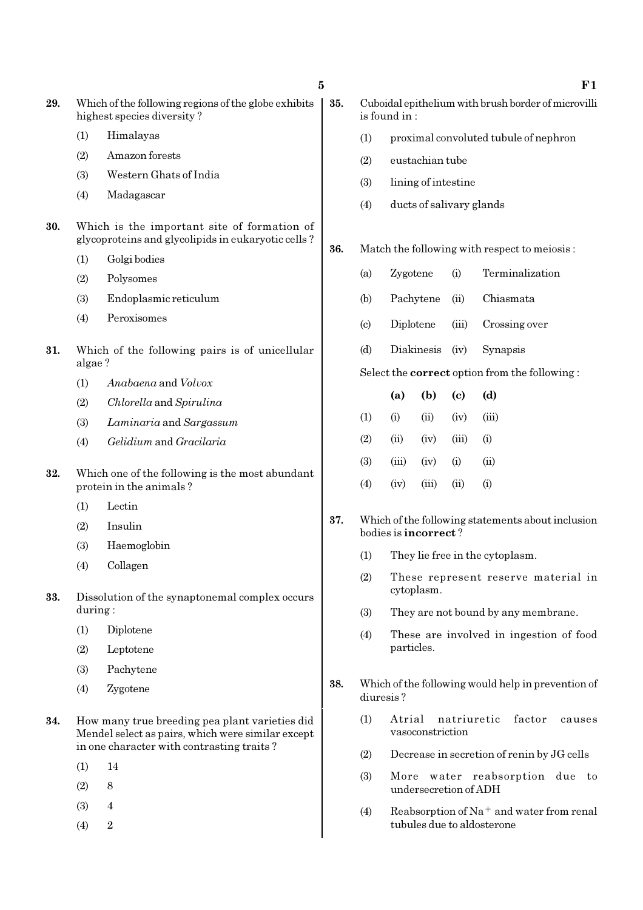**29.** Which of the following regions of the globe exhibits highest species diversity ?

(1) Himalayas

(2) Amazon forests

(3) Western Ghats of India

(4) Madagascar

**30.** Which is the important site of formation of glycoproteins and glycolipids in eukaryotic cells ?

(1) Golgi bodies

(2) Polysomes

(3) Endoplasmic reticulum

(4) Peroxisomes

**31.** Which of the following pairs is of unicellular algae ?

(1) *Anabaena* and *Volvox*

(2) *Chlorella* and *Spirulina*

(3) *Laminaria* and *Sargassum*

(4) *Gelidium* and *Gracilaria*

**32.** Which one of the following is the most abundant protein in the animals ?

(1) Lectin

(2) Insulin

(3) Haemoglobin

(4) Collagen

**33.** Dissolution of the synaptonemal complex occurs during :

(1) Diplotene

(2) Leptotene

(3) Pachytene

(4) Zygotene

**34.** How many true breeding pea plant varieties did Mendel select as pairs, which were similar except in one character with contrasting traits ?

(1) 14

(2) 8

(3) 4

(4) 2

**35.** Cuboidal epithelium with brush border of microvilli is found in :

(1) proximal convoluted tubule of nephron

(2) eustachian tube

(3) lining of intestine

(4) ducts of salivary glands

**36.** Match the following with respect to meiosis :

| | | | |
|---|---|---|---|
| (a) | Zygotene | (i) | Terminalization |
| (b) | Pachytene | (ii) | Chiasmata |
| (c) | Diplotene | (iii) | Crossing over |
| (d) | Diakinesis | (iv) | Synapsis |

Select the **correct** option from the following :

| | **(a)** | **(b)** | **(c)** | **(d)** |
|---|---|---|---|---|
| (1) | (i) | (ii) | (iv) | (iii) |
| (2) | (ii) | (iv) | (iii) | (i) |
| (3) | (iii) | (iv) | (i) | (ii) |
| (4) | (iv) | (iii) | (ii) | (i) |

**37.** Which of the following statements about inclusion bodies is **incorrect** ?

(1) They lie free in the cytoplasm.

(2) These represent reserve material in cytoplasm.

(3) They are not bound by any membrane.

(4) These are involved in ingestion of food particles.

**38.** Which of the following would help in prevention of diuresis ?

(1) Atrial natriuretic factor causes vasoconstriction

(2) Decrease in secretion of renin by JG cells

(3) More water reabsorption due to undersecretion of ADH

(4) Reabsorption of $Na^{+}$ and water from renal tubules due to aldosterone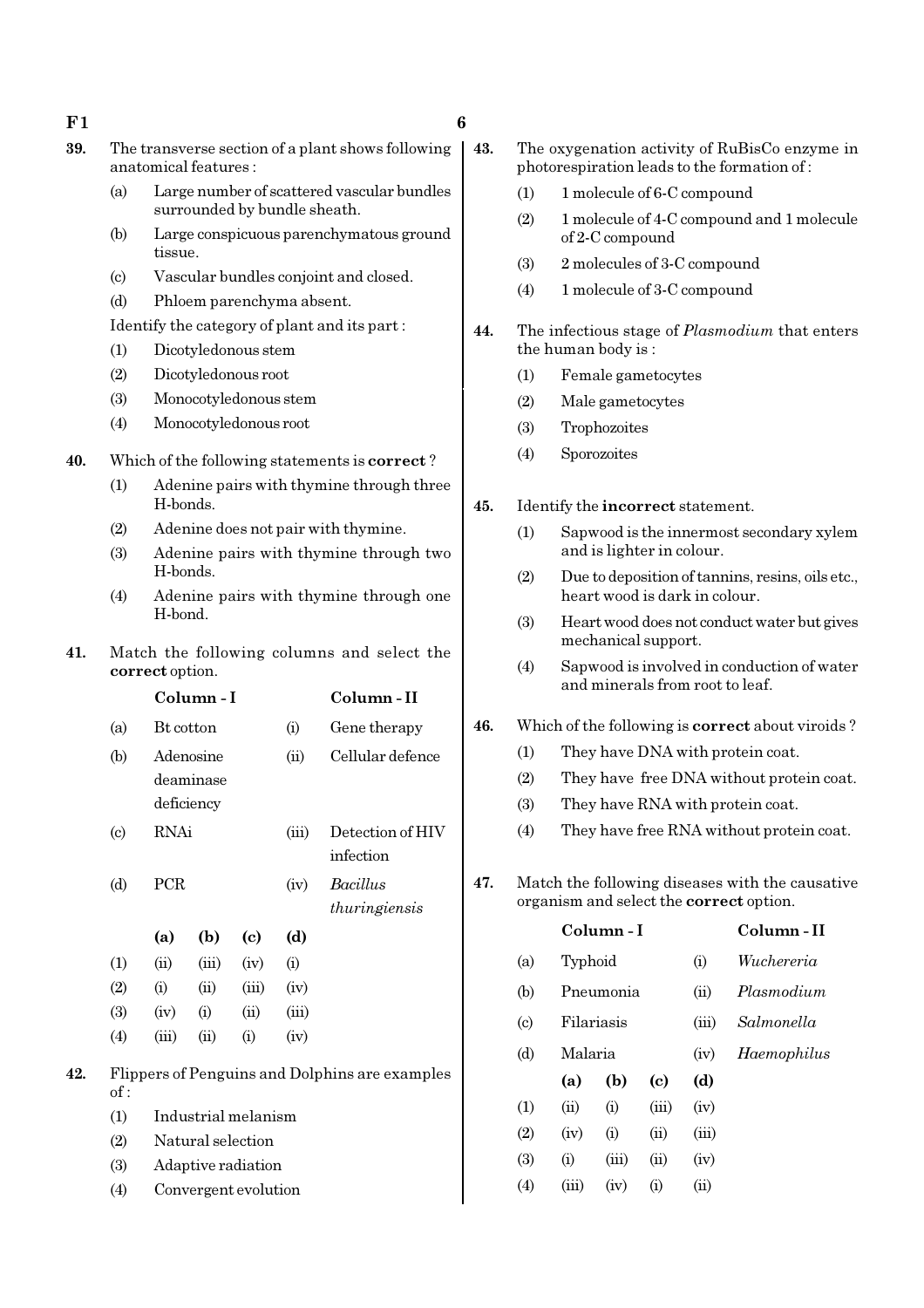**39.** The transverse section of a plant shows following anatomical features :

(a) Large number of scattered vascular bundles surrounded by bundle sheath.

(b) Large conspicuous parenchymatous ground tissue.

(c) Vascular bundles conjoint and closed.

(d) Phloem parenchyma absent.

Identify the category of plant and its part :

(1) Dicotyledonous stem

(2) Dicotyledonous root

(3) Monocotyledonous stem

(4) Monocotyledonous root

**40.** Which of the following statements is **correct** ?

(1) Adenine pairs with thymine through three H-bonds.

(2) Adenine does not pair with thymine.

(3) Adenine pairs with thymine through two H-bonds.

(4) Adenine pairs with thymine through one H-bond.

**41.** Match the following columns and select the **correct** option.

| | Column - I | | Column - II |
|---|---|---|---|
| (a) | Bt cotton | (i) | Gene therapy |
| (b) | Adenosine deaminase deficiency | (ii) | Cellular defence |
| (c) | RNAi | (iii) | Detection of HIV infection |
| (d) | PCR | (iv) | *Bacillus thuringiensis* |

| | (a) | (b) | (c) | (d) |
|---|---|---|---|---|
| (1) | (ii) | (iii) | (iv) | (i) |
| (2) | (i) | (ii) | (iii) | (iv) |
| (3) | (iv) | (i) | (ii) | (iii) |
| (4) | (iii) | (ii) | (i) | (iv) |

**42.** Flippers of Penguins and Dolphins are examples of :

(1) Industrial melanism

(2) Natural selection

(3) Adaptive radiation

(4) Convergent evolution

**43.** The oxygenation activity of RuBisCo enzyme in photorespiration leads to the formation of :

(1) 1 molecule of 6-C compound

(2) 1 molecule of 4-C compound and 1 molecule of 2-C compound

(3) 2 molecules of 3-C compound

(4) 1 molecule of 3-C compound

**44.** The infectious stage of *Plasmodium* that enters the human body is :

(1) Female gametocytes

(2) Male gametocytes

(3) Trophozoites

(4) Sporozoites

**45.** Identify the **incorrect** statement.

(1) Sapwood is the innermost secondary xylem and is lighter in colour.

(2) Due to deposition of tannins, resins, oils etc., heart wood is dark in colour.

(3) Heart wood does not conduct water but gives mechanical support.

(4) Sapwood is involved in conduction of water and minerals from root to leaf.

**46.** Which of the following is **correct** about viroids ?

(1) They have DNA with protein coat.

(2) They have free DNA without protein coat.

(3) They have RNA with protein coat.

(4) They have free RNA without protein coat.

**47.** Match the following diseases with the causative organism and select the **correct** option.

| | Column - I | | Column - II |
|---|---|---|---|
| (a) | Typhoid | (i) | *Wuchereria* |
| (b) | Pneumonia | (ii) | *Plasmodium* |
| (c) | Filariasis | (iii) | *Salmonella* |
| (d) | Malaria | (iv) | *Haemophilus* |

| | (a) | (b) | (c) | (d) |
|---|---|---|---|---|
| (1) | (ii) | (i) | (iii) | (iv) |
| (2) | (iv) | (i) | (ii) | (iii) |
| (3) | (i) | (iii) | (ii) | (iv) |
| (4) | (iii) | (iv) | (i) | (ii) |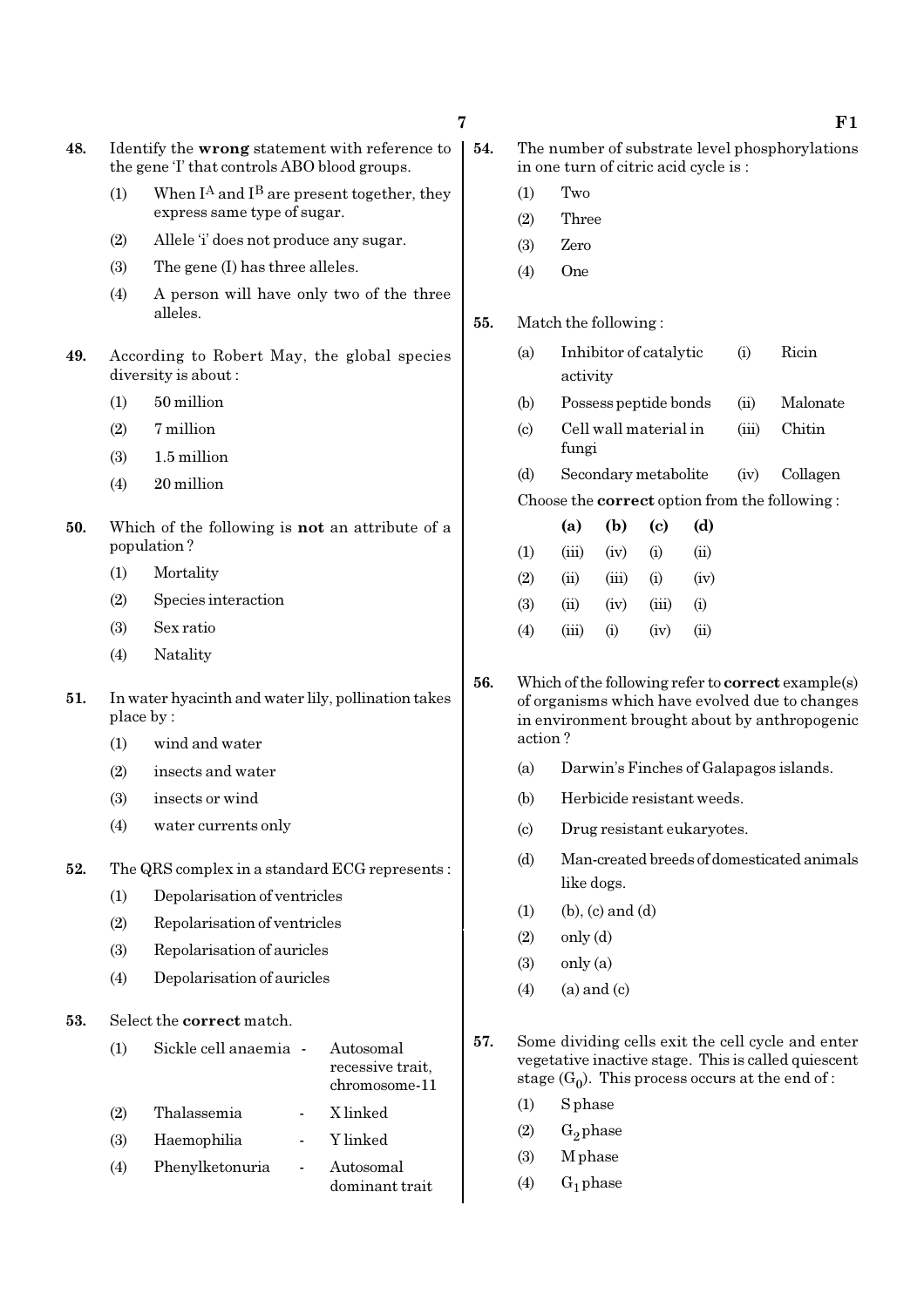48. Identify the **wrong** statement with reference to the gene 'I' that controls ABO blood groups.

(1) When $I^A$ and $I^B$ are present together, they express same type of sugar.

(2) Allele 'i' does not produce any sugar.

(3) The gene (I) has three alleles.

(4) A person will have only two of the three alleles.

49. According to Robert May, the global species diversity is about :

(1) 50 million

(2) 7 million

(3) 1.5 million

(4) 20 million

50. Which of the following is **not** an attribute of a population ?

(1) Mortality

(2) Species interaction

(3) Sex ratio

(4) Natality

51. In water hyacinth and water lily, pollination takes place by :

(1) wind and water

(2) insects and water

(3) insects or wind

(4) water currents only

52. The QRS complex in a standard ECG represents :

(1) Depolarisation of ventricles

(2) Repolarisation of ventricles

(3) Repolarisation of auricles

(4) Depolarisation of auricles

53. Select the **correct** match.

(1) Sickle cell anaemia - Autosomal recessive trait, chromosome-11

(2) Thalassemia - X linked

(3) Haemophilia - Y linked

(4) Phenylketonuria - Autosomal dominant trait

54. The number of substrate level phosphorylations in one turn of citric acid cycle is :

(1) Two

(2) Three

(3) Zero

(4) One

55. Match the following :

| | | | |
|---|---|---|---|
| (a) | Inhibitor of catalytic activity | (i) | Ricin |
| (b) | Possess peptide bonds | (ii) | Malonate |
| (c) | Cell wall material in fungi | (iii) | Chitin |
| (d) | Secondary metabolite | (iv) | Collagen |

Choose the **correct** option from the following :

| | (a) | (b) | (c) | (d) |
|---|---|---|---|---|
| (1) | (iii) | (iv) | (i) | (ii) |
| (2) | (ii) | (iii) | (i) | (iv) |
| (3) | (ii) | (iv) | (iii) | (i) |
| (4) | (iii) | (i) | (iv) | (ii) |

56. Which of the following refer to **correct** example(s) of organisms which have evolved due to changes in environment brought about by anthropogenic action ?

(a) Darwin's Finches of Galapagos islands.

(b) Herbicide resistant weeds.

(c) Drug resistant eukaryotes.

(d) Man-created breeds of domesticated animals like dogs.

(1) (b), (c) and (d)

(2) only (d)

(3) only (a)

(4) (a) and (c)

57. Some dividing cells exit the cell cycle and enter vegetative inactive stage. This is called quiescent stage ($G_0$). This process occurs at the end of :

(1) S phase

(2) $G_2$ phase

(3) M phase

(4) $G_1$ phase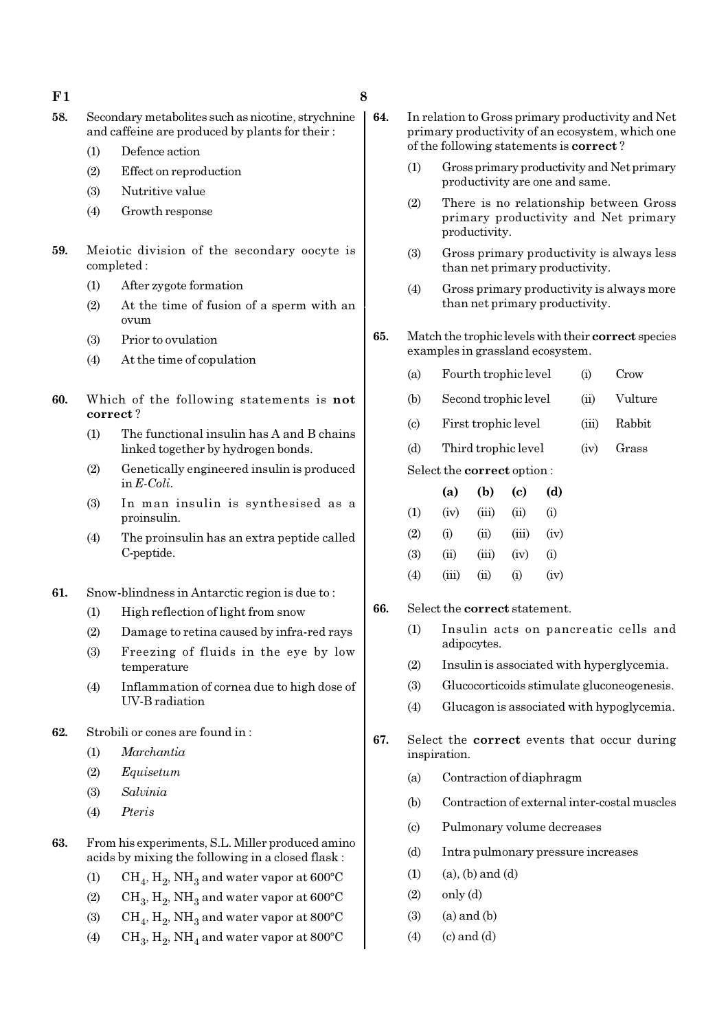**58.** Secondary metabolites such as nicotine, strychnine and caffeine are produced by plants for their :

(1) Defence action

(2) Effect on reproduction

(3) Nutritive value

(4) Growth response

**59.** Meiotic division of the secondary oocyte is completed :

(1) After zygote formation

(2) At the time of fusion of a sperm with an ovum

(3) Prior to ovulation

(4) At the time of copulation

**60.** Which of the following statements is **not correct** ?

(1) The functional insulin has A and B chains linked together by hydrogen bonds.

(2) Genetically engineered insulin is produced in *E-Coli*.

(3) In man insulin is synthesised as a proinsulin.

(4) The proinsulin has an extra peptide called C-peptide.

**61.** Snow-blindness in Antarctic region is due to :

(1) High reflection of light from snow

(2) Damage to retina caused by infra-red rays

(3) Freezing of fluids in the eye by low temperature

(4) Inflammation of cornea due to high dose of UV-B radiation

**62.** Strobili or cones are found in :

(1) *Marchantia*

(2) *Equisetum*

(3) *Salvinia*

(4) *Pteris*

**63.** From his experiments, S.L. Miller produced amino acids by mixing the following in a closed flask :

(1) $CH_4$, $H_2$, $NH_3$ and water vapor at 600°C

(2) $CH_3$, $H_2$, $NH_3$ and water vapor at 600°C

(3) $CH_4$, $H_2$, $NH_3$ and water vapor at 800°C

(4) $CH_3$, $H_2$, $NH_4$ and water vapor at 800°C

**64.** In relation to Gross primary productivity and Net primary productivity of an ecosystem, which one of the following statements is **correct** ?

(1) Gross primary productivity and Net primary productivity are one and same.

(2) There is no relationship between Gross primary productivity and Net primary productivity.

(3) Gross primary productivity is always less than net primary productivity.

(4) Gross primary productivity is always more than net primary productivity.

**65.** Match the trophic levels with their **correct** species examples in grassland ecosystem.

| | | | |
|---|---|---|---|
| (a) | Fourth trophic level | (i) | Crow |
| (b) | Second trophic level | (ii) | Vulture |
| (c) | First trophic level | (iii) | Rabbit |
| (d) | Third trophic level | (iv) | Grass |

Select the **correct** option :

| | **(a)** | **(b)** | **(c)** | **(d)** |
|---|---|---|---|---|
| (1) | (iv) | (iii) | (ii) | (i) |
| (2) | (i) | (ii) | (iii) | (iv) |
| (3) | (ii) | (iii) | (iv) | (i) |
| (4) | (iii) | (ii) | (i) | (iv) |

**66.** Select the **correct** statement.

(1) Insulin acts on pancreatic cells and adipocytes.

(2) Insulin is associated with hyperglycemia.

(3) Glucocorticoids stimulate gluconeogenesis.

(4) Glucagon is associated with hypoglycemia.

**67.** Select the **correct** events that occur during inspiration.

(a) Contraction of diaphragm

(b) Contraction of external inter-costal muscles

(c) Pulmonary volume decreases

(d) Intra pulmonary pressure increases

(1) (a), (b) and (d)

(2) only (d)

(3) (a) and (b)

(4) (c) and (d)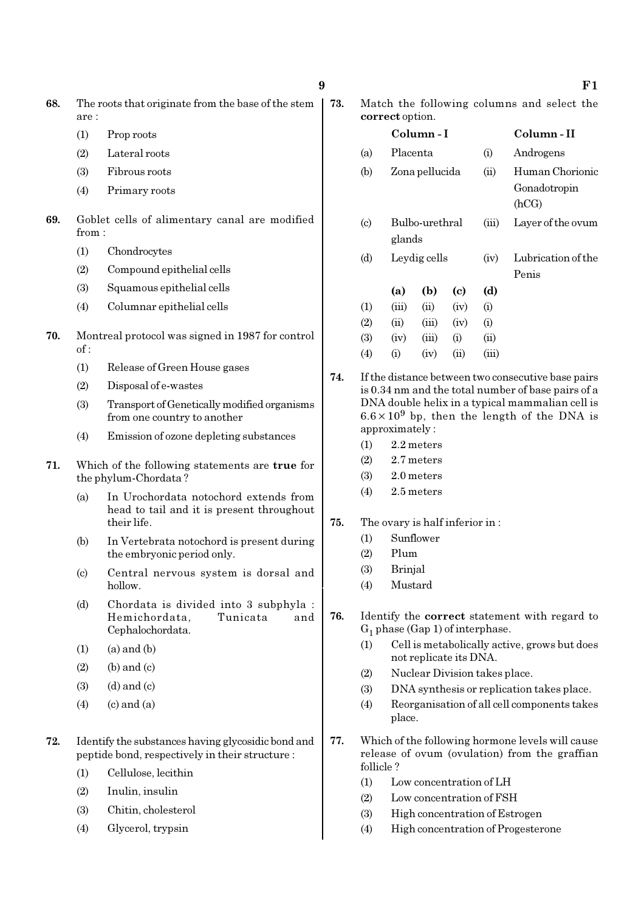68. The roots that originate from the base of the stem are :

(1) Prop roots
(2) Lateral roots
(3) Fibrous roots
(4) Primary roots

69. Goblet cells of alimentary canal are modified from :

(1) Chondrocytes
(2) Compound epithelial cells
(3) Squamous epithelial cells
(4) Columnar epithelial cells

70. Montreal protocol was signed in 1987 for control of :

(1) Release of Green House gases
(2) Disposal of e-wastes
(3) Transport of Genetically modified organisms from one country to another
(4) Emission of ozone depleting substances

71. Which of the following statements are **true** for the phylum-Chordata ?

(a) In Urochordata notochord extends from head to tail and it is present throughout their life.
(b) In Vertebrata notochord is present during the embryonic period only.
(c) Central nervous system is dorsal and hollow.
(d) Chordata is divided into 3 subphyla : Hemichordata, Tunicata and Cephalochordata.

(1) (a) and (b)
(2) (b) and (c)
(3) (d) and (c)
(4) (c) and (a)

72. Identify the substances having glycosidic bond and peptide bond, respectively in their structure :

(1) Cellulose, lecithin
(2) Inulin, insulin
(3) Chitin, cholesterol
(4) Glycerol, trypsin

73. Match the following columns and select the **correct** option.

| | Column - I | | Column - II |
|---|---|---|---|
| (a) | Placenta | (i) | Androgens |
| (b) | Zona pellucida | (ii) | Human Chorionic Gonadotropin (hCG) |
| (c) | Bulbo-urethral glands | (iii) | Layer of the ovum |
| (d) | Leydig cells | (iv) | Lubrication of the Penis |

| | (a) | (b) | (c) | (d) |
|---|---|---|---|---|
| (1) | (iii) | (ii) | (iv) | (i) |
| (2) | (ii) | (iii) | (iv) | (i) |
| (3) | (iv) | (iii) | (i) | (ii) |
| (4) | (i) | (iv) | (ii) | (iii) |

74. If the distance between two consecutive base pairs is 0.34 nm and the total number of base pairs of a DNA double helix in a typical mammalian cell is $6.6 \times 10^9$ bp, then the length of the DNA is approximately :

(1) 2.2 meters
(2) 2.7 meters
(3) 2.0 meters
(4) 2.5 meters

75. The ovary is half inferior in :

(1) Sunflower
(2) Plum
(3) Brinjal
(4) Mustard

76. Identify the **correct** statement with regard to $G_1$ phase (Gap 1) of interphase.

(1) Cell is metabolically active, grows but does not replicate its DNA.
(2) Nuclear Division takes place.
(3) DNA synthesis or replication takes place.
(4) Reorganisation of all cell components takes place.

77. Which of the following hormone levels will cause release of ovum (ovulation) from the graffian follicle ?

(1) Low concentration of LH
(2) Low concentration of FSH
(3) High concentration of Estrogen
(4) High concentration of Progesterone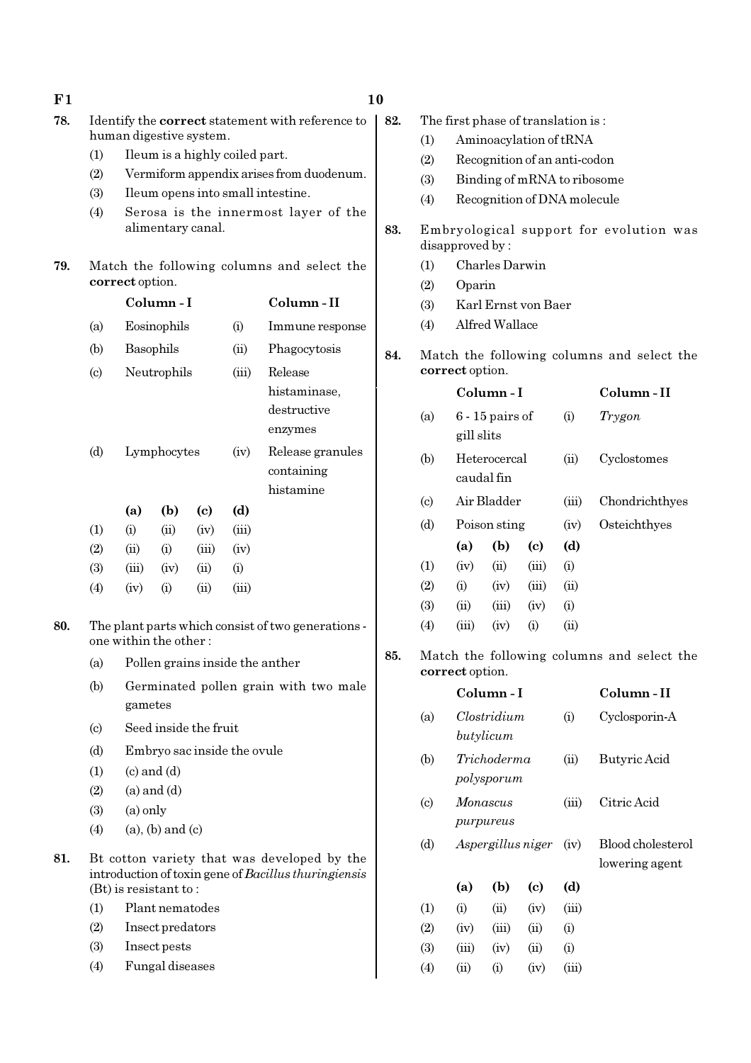78. Identify the **correct** statement with reference to human digestive system.
   (1) Ileum is a highly coiled part.
   (2) Vermiform appendix arises from duodenum.
   (3) Ileum opens into small intestine.
   (4) Serosa is the innermost layer of the alimentary canal.

79. Match the following columns and select the **correct** option.

| | Column - I | | Column - II |
|---|---|---|---|
| (a) | Eosinophils | (i) | Immune response |
| (b) | Basophils | (ii) | Phagocytosis |
| (c) | Neutrophils | (iii) | Release histaminase, destructive enzymes |
| (d) | Lymphocytes | (iv) | Release granules containing histamine |

| | (a) | (b) | (c) | (d) |
|---|---|---|---|---|
| (1) | (i) | (ii) | (iv) | (iii) |
| (2) | (ii) | (i) | (iii) | (iv) |
| (3) | (iii) | (iv) | (ii) | (i) |
| (4) | (iv) | (i) | (ii) | (iii) |

80. The plant parts which consist of two generations - one within the other :
   (a) Pollen grains inside the anther
   (b) Germinated pollen grain with two male gametes
   (c) Seed inside the fruit
   (d) Embryo sac inside the ovule
   (1) (c) and (d)
   (2) (a) and (d)
   (3) (a) only
   (4) (a), (b) and (c)

81. Bt cotton variety that was developed by the introduction of toxin gene of *Bacillus thuringiensis* (Bt) is resistant to :
   (1) Plant nematodes
   (2) Insect predators
   (3) Insect pests
   (4) Fungal diseases

82. The first phase of translation is :
   (1) Aminoacylation of tRNA
   (2) Recognition of an anti-codon
   (3) Binding of mRNA to ribosome
   (4) Recognition of DNA molecule

83. Embryological support for evolution was disapproved by :
   (1) Charles Darwin
   (2) Oparin
   (3) Karl Ernst von Baer
   (4) Alfred Wallace

84. Match the following columns and select the **correct** option.

| | Column - I | | Column - II |
|---|---|---|---|
| (a) | 6 - 15 pairs of gill slits | (i) | *Trygon* |
| (b) | Heterocercal caudal fin | (ii) | Cyclostomes |
| (c) | Air Bladder | (iii) | Chondrichthyes |
| (d) | Poison sting | (iv) | Osteichthyes |

| | (a) | (b) | (c) | (d) |
|---|---|---|---|---|
| (1) | (iv) | (ii) | (iii) | (i) |
| (2) | (i) | (iv) | (iii) | (ii) |
| (3) | (ii) | (iii) | (iv) | (i) |
| (4) | (iii) | (iv) | (i) | (ii) |

85. Match the following columns and select the **correct** option.

| | Column - I | | Column - II |
|---|---|---|---|
| (a) | *Clostridium butylicum* | (i) | Cyclosporin-A |
| (b) | *Trichoderma polysporum* | (ii) | Butyric Acid |
| (c) | *Monascus purpureus* | (iii) | Citric Acid |
| (d) | *Aspergillus niger* | (iv) | Blood cholesterol lowering agent |

| | (a) | (b) | (c) | (d) |
|---|---|---|---|---|
| (1) | (i) | (ii) | (iv) | (iii) |
| (2) | (iv) | (iii) | (ii) | (i) |
| (3) | (iii) | (iv) | (ii) | (i) |
| (4) | (ii) | (i) | (iv) | (iii) |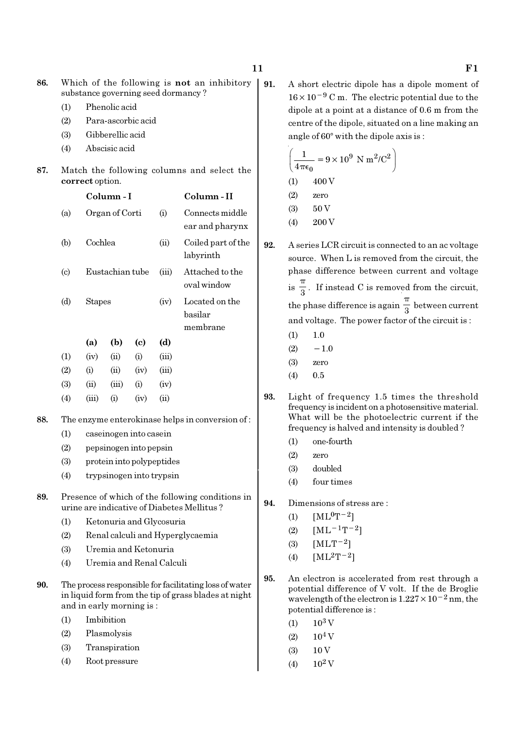86. Which of the following is **not** an inhibitory substance governing seed dormancy ?

(1) Phenolic acid
(2) Para-ascorbic acid
(3) Gibberellic acid
(4) Abscisic acid

87. Match the following columns and select the **correct** option.

| | Column - I | | Column - II |
|---|---|---|---|
| (a) | Organ of Corti | (i) | Connects middle ear and pharynx |
| (b) | Cochlea | (ii) | Coiled part of the labyrinth |
| (c) | Eustachian tube | (iii) | Attached to the oval window |
| (d) | Stapes | (iv) | Located on the basilar membrane |

| | (a) | (b) | (c) | (d) |
|---|---|---|---|---|
| (1) | (iv) | (ii) | (i) | (iii) |
| (2) | (i) | (ii) | (iv) | (iii) |
| (3) | (ii) | (iii) | (i) | (iv) |
| (4) | (iii) | (i) | (iv) | (ii) |

88. The enzyme enterokinase helps in conversion of :

(1) caseinogen into casein
(2) pepsinogen into pepsin
(3) protein into polypeptides
(4) trypsinogen into trypsin

89. Presence of which of the following conditions in urine are indicative of Diabetes Mellitus ?

(1) Ketonuria and Glycosuria
(2) Renal calculi and Hyperglycaemia
(3) Uremia and Ketonuria
(4) Uremia and Renal Calculi

90. The process responsible for facilitating loss of water in liquid form from the tip of grass blades at night and in early morning is :

(1) Imbibition
(2) Plasmolysis
(3) Transpiration
(4) Root pressure

91. A short electric dipole has a dipole moment of $16 \times 10^{-9}$ C m. The electric potential due to the dipole at a point at a distance of 0.6 m from the centre of the dipole, situated on a line making an angle of 60° with the dipole axis is :

$\left(\frac{1}{4\pi\epsilon_0} = 9 \times 10^9 \text{ N m}^2/\text{C}^2\right)$

(1) 400 V
(2) zero
(3) 50 V
(4) 200 V

92. A series LCR circuit is connected to an ac voltage source. When L is removed from the circuit, the phase difference between current and voltage is $\frac{\pi}{3}$. If instead C is removed from the circuit, the phase difference is again $\frac{\pi}{3}$ between current and voltage. The power factor of the circuit is :

(1) 1.0
(2) $-1.0$
(3) zero
(4) 0.5

93. Light of frequency 1.5 times the threshold frequency is incident on a photosensitive material. What will be the photoelectric current if the frequency is halved and intensity is doubled ?

(1) one-fourth
(2) zero
(3) doubled
(4) four times

94. Dimensions of stress are :

(1) $[ML^0T^{-2}]$
(2) $[ML^{-1}T^{-2}]$
(3) $[MLT^{-2}]$
(4) $[ML^2T^{-2}]$

95. An electron is accelerated from rest through a potential difference of V volt. If the de Broglie wavelength of the electron is $1.227 \times 10^{-2}$ nm, the potential difference is :

(1) $10^3$ V
(2) $10^4$ V
(3) 10 V
(4) $10^2$ V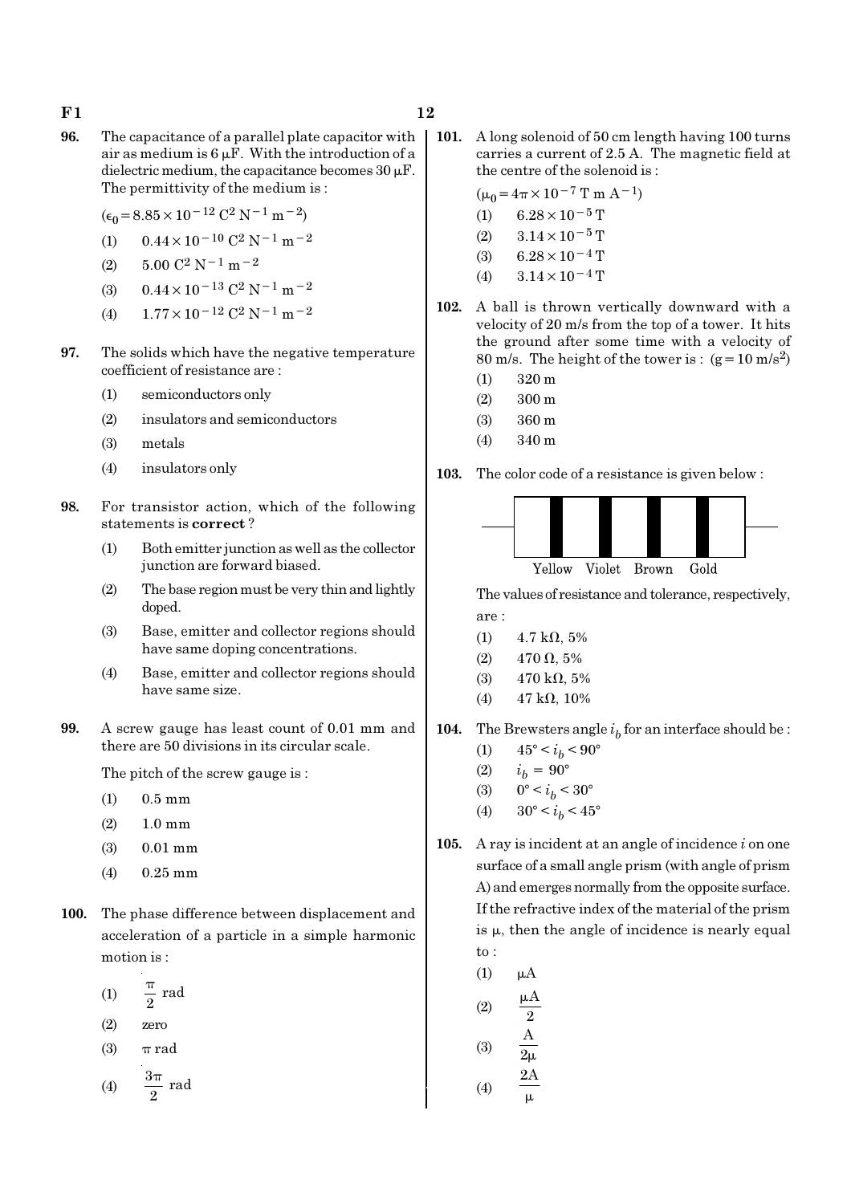**96.** The capacitance of a parallel plate capacitor with air as medium is 6 μF. With the introduction of a dielectric medium, the capacitance becomes 30 μF. The permittivity of the medium is :

($\epsilon_0 = 8.85 \times 10^{-12}$ $C^2 N^{-1} m^{-2}$)

(1) $0.44 \times 10^{-10}$ $C^2 N^{-1} m^{-2}$

(2) $5.00$ $C^2 N^{-1} m^{-2}$

(3) $0.44 \times 10^{-13}$ $C^2 N^{-1} m^{-2}$

(4) $1.77 \times 10^{-12}$ $C^2 N^{-1} m^{-2}$

**97.** The solids which have the negative temperature coefficient of resistance are :

(1) semiconductors only

(2) insulators and semiconductors

(3) metals

(4) insulators only

**98.** For transistor action, which of the following statements is **correct** ?

(1) Both emitter junction as well as the collector junction are forward biased.

(2) The base region must be very thin and lightly doped.

(3) Base, emitter and collector regions should have same doping concentrations.

(4) Base, emitter and collector regions should have same size.

**99.** A screw gauge has least count of 0.01 mm and there are 50 divisions in its circular scale.

The pitch of the screw gauge is :

(1) 0.5 mm

(2) 1.0 mm

(3) 0.01 mm

(4) 0.25 mm

**100.** The phase difference between displacement and acceleration of a particle in a simple harmonic motion is :

(1) $\frac{\pi}{2}$ rad

(2) zero

(3) $\pi$ rad

(4) $\frac{3\pi}{2}$ rad

**101.** A long solenoid of 50 cm length having 100 turns carries a current of 2.5 A. The magnetic field at the centre of the solenoid is :

($\mu_0 = 4\pi \times 10^{-7}$ T m $A^{-1}$)

(1) $6.28 \times 10^{-5}$ T

(2) $3.14 \times 10^{-5}$ T

(3) $6.28 \times 10^{-4}$ T

(4) $3.14 \times 10^{-4}$ T

**102.** A ball is thrown vertically downward with a velocity of 20 m/s from the top of a tower. It hits the ground after some time with a velocity of 80 m/s. The height of the tower is : ($g = 10$ m/$s^2$)

(1) 320 m

(2) 300 m

(3) 360 m

(4) 340 m

**103.** The color code of a resistance is given below :

Yellow Violet Brown Gold

The values of resistance and tolerance, respectively, are :

(1) 4.7 kΩ, 5%

(2) 470 Ω, 5%

(3) 470 kΩ, 5%

(4) 47 kΩ, 10%

**104.** The Brewsters angle $i_b$ for an interface should be :

(1) $45° < i_b < 90°$

(2) $i_b = 90°$

(3) $0° < i_b < 30°$

(4) $30° < i_b < 45°$

**105.** A ray is incident at an angle of incidence $i$ on one surface of a small angle prism (with angle of prism A) and emerges normally from the opposite surface. If the refractive index of the material of the prism is μ, then the angle of incidence is nearly equal to :

(1) $\mu A$

(2) $\frac{\mu A}{2}$

(3) $\frac{A}{2\mu}$

(4) $\frac{2A}{\mu}$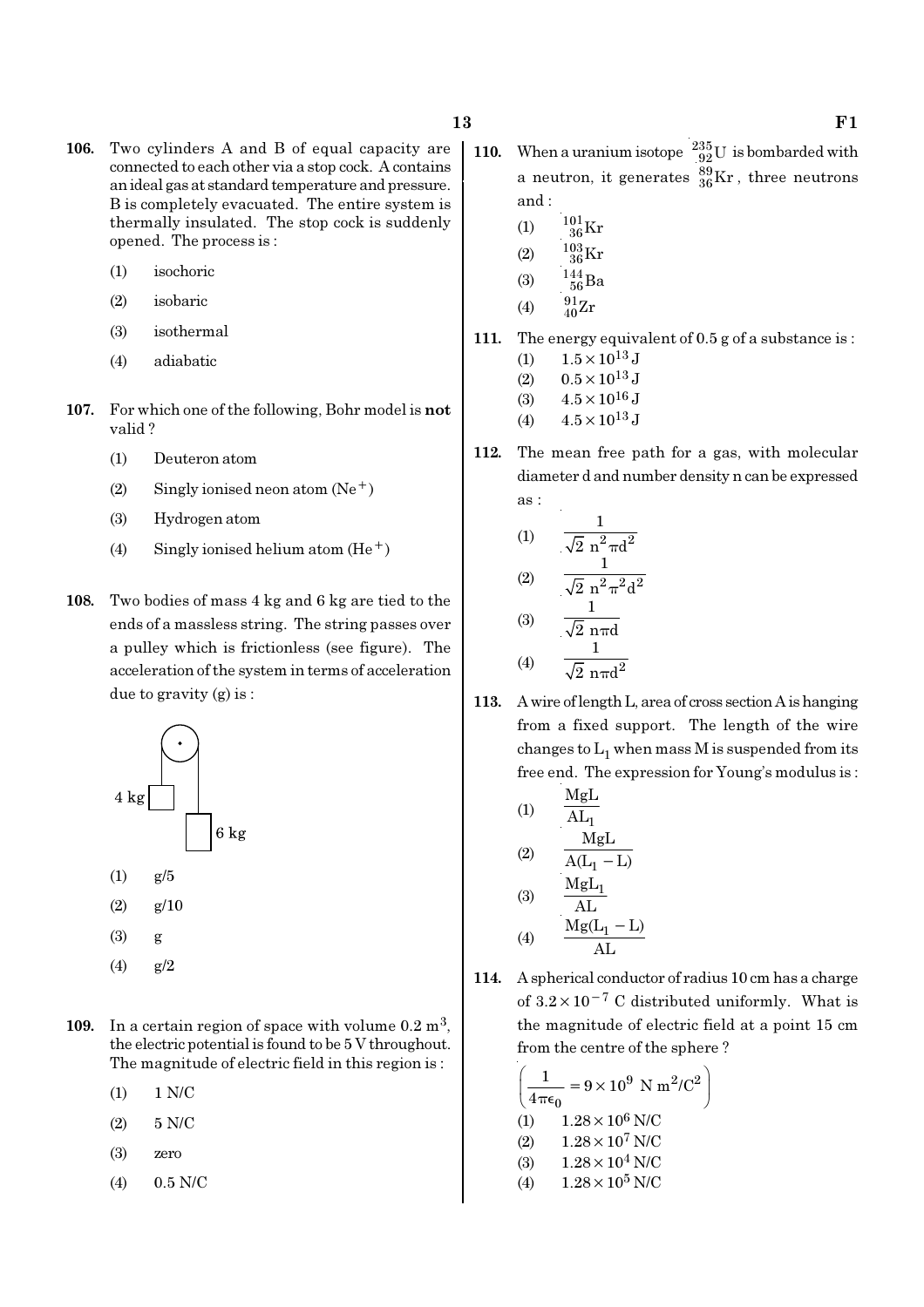**106.** Two cylinders A and B of equal capacity are connected to each other via a stop cock. A contains an ideal gas at standard temperature and pressure. B is completely evacuated. The entire system is thermally insulated. The stop cock is suddenly opened. The process is :

(1) isochoric

(2) isobaric

(3) isothermal

(4) adiabatic

**107.** For which one of the following, Bohr model is **not** valid ?

(1) Deuteron atom

(2) Singly ionised neon atom ($Ne^+$)

(3) Hydrogen atom

(4) Singly ionised helium atom ($He^+$)

**108.** Two bodies of mass 4 kg and 6 kg are tied to the ends of a massless string. The string passes over a pulley which is frictionless (see figure). The acceleration of the system in terms of acceleration due to gravity (g) is :

4 kg

6 kg

(1) g/5

(2) g/10

(3) g

(4) g/2

**109.** In a certain region of space with volume 0.2 $m^3$, the electric potential is found to be 5 V throughout. The magnitude of electric field in this region is :

(1) 1 N/C

(2) 5 N/C

(3) zero

(4) 0.5 N/C

**110.** When a uranium isotope $^{235}_{92}U$ is bombarded with a neutron, it generates $^{89}_{36}Kr$, three neutrons and :

(1) $^{101}_{36}Kr$

(2) $^{103}_{36}Kr$

(3) $^{144}_{56}Ba$

(4) $^{91}_{40}Zr$

**111.** The energy equivalent of 0.5 g of a substance is :

(1) $1.5 \times 10^{13}$ J

(2) $0.5 \times 10^{13}$ J

(3) $4.5 \times 10^{16}$ J

(4) $4.5 \times 10^{13}$ J

**112.** The mean free path for a gas, with molecular diameter d and number density n can be expressed as :

(1) $\dfrac{1}{\sqrt{2}\, n^2 \pi d^2}$

(2) $\dfrac{1}{\sqrt{2}\, n^2 \pi^2 d^2}$

(3) $\dfrac{1}{\sqrt{2}\, n \pi d}$

(4) $\dfrac{1}{\sqrt{2}\, n \pi d^2}$

**113.** A wire of length L, area of cross section A is hanging from a fixed support. The length of the wire changes to $L_1$ when mass M is suspended from its free end. The expression for Young's modulus is :

(1) $\dfrac{MgL}{AL_1}$

(2) $\dfrac{MgL}{A(L_1 - L)}$

(3) $\dfrac{MgL_1}{AL}$

(4) $\dfrac{Mg(L_1 - L)}{AL}$

**114.** A spherical conductor of radius 10 cm has a charge of $3.2 \times 10^{-7}$ C distributed uniformly. What is the magnitude of electric field at a point 15 cm from the centre of the sphere ?

$\left(\dfrac{1}{4\pi\epsilon_0} = 9 \times 10^9 \text{ N m}^2/\text{C}^2\right)$

(1) $1.28 \times 10^6$ N/C

(2) $1.28 \times 10^7$ N/C

(3) $1.28 \times 10^4$ N/C

(4) $1.28 \times 10^5$ N/C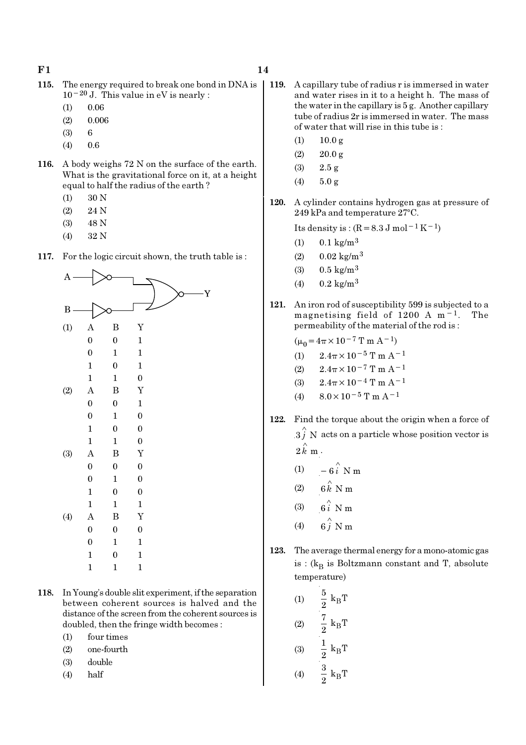115. The energy required to break one bond in DNA is $10^{-20}$ J. This value in eV is nearly :

(1) 0.06

(2) 0.006

(3) 6

(4) 0.6

116. A body weighs 72 N on the surface of the earth. What is the gravitational force on it, at a height equal to half the radius of the earth ?

(1) 30 N

(2) 24 N

(3) 48 N

(4) 32 N

117. For the logic circuit shown, the truth table is :

(1)

| A | B | Y |
|---|---|---|
| 0 | 0 | 1 |
| 0 | 1 | 1 |
| 1 | 0 | 1 |
| 1 | 1 | 0 |

(2)

| A | B | Y |
|---|---|---|
| 0 | 0 | 1 |
| 0 | 1 | 0 |
| 1 | 0 | 0 |
| 1 | 1 | 0 |

(3)

| A | B | Y |
|---|---|---|
| 0 | 0 | 0 |
| 0 | 1 | 0 |
| 1 | 0 | 0 |
| 1 | 1 | 1 |

(4)

| A | B | Y |
|---|---|---|
| 0 | 0 | 0 |
| 0 | 1 | 1 |
| 1 | 0 | 1 |
| 1 | 1 | 1 |

118. In Young's double slit experiment, if the separation between coherent sources is halved and the distance of the screen from the coherent sources is doubled, then the fringe width becomes :

(1) four times

(2) one-fourth

(3) double

(4) half

119. A capillary tube of radius r is immersed in water and water rises in it to a height h. The mass of the water in the capillary is 5 g. Another capillary tube of radius 2r is immersed in water. The mass of water that will rise in this tube is :

(1) 10.0 g

(2) 20.0 g

(3) 2.5 g

(4) 5.0 g

120. A cylinder contains hydrogen gas at pressure of 249 kPa and temperature 27°C.

Its density is : ($R = 8.3 \text{ J mol}^{-1} \text{K}^{-1}$)

(1) $0.1 \text{ kg/m}^3$

(2) $0.02 \text{ kg/m}^3$

(3) $0.5 \text{ kg/m}^3$

(4) $0.2 \text{ kg/m}^3$

121. An iron rod of susceptibility 599 is subjected to a magnetising field of 1200 A $\text{m}^{-1}$. The permeability of the material of the rod is :

($\mu_0 = 4\pi \times 10^{-7} \text{ T m A}^{-1}$)

(1) $2.4\pi \times 10^{-5} \text{ T m A}^{-1}$

(2) $2.4\pi \times 10^{-7} \text{ T m A}^{-1}$

(3) $2.4\pi \times 10^{-4} \text{ T m A}^{-1}$

(4) $8.0 \times 10^{-5} \text{ T m A}^{-1}$

122. Find the torque about the origin when a force of $3\hat{j}$ N acts on a particle whose position vector is $2\hat{k}$ m.

(1) $-6\hat{i}$ N m

(2) $6\hat{k}$ N m

(3) $6\hat{i}$ N m

(4) $6\hat{j}$ N m

123. The average thermal energy for a mono-atomic gas is : ($k_B$ is Boltzmann constant and T, absolute temperature)

(1) $\frac{5}{2} k_B T$

(2) $\frac{7}{2} k_B T$

(3) $\frac{1}{2} k_B T$

(4) $\frac{3}{2} k_B T$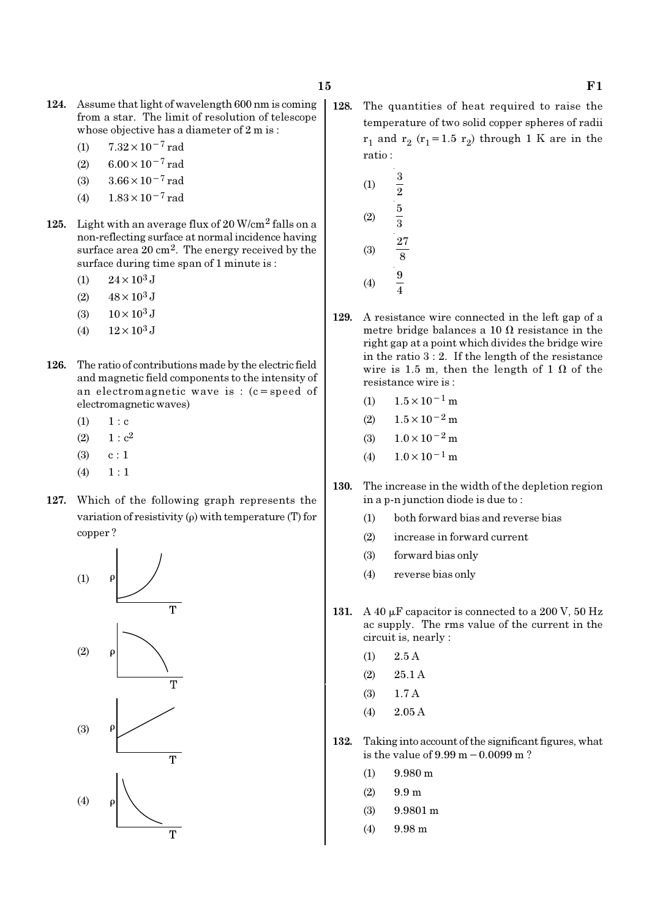124. Assume that light of wavelength 600 nm is coming from a star. The limit of resolution of telescope whose objective has a diameter of 2 m is :

(1) $7.32 \times 10^{-7}$ rad

(2) $6.00 \times 10^{-7}$ rad

(3) $3.66 \times 10^{-7}$ rad

(4) $1.83 \times 10^{-7}$ rad

125. Light with an average flux of 20 $W/cm^2$ falls on a non-reflecting surface at normal incidence having surface area 20 $cm^2$. The energy received by the surface during time span of 1 minute is :

(1) $24 \times 10^3$ J

(2) $48 \times 10^3$ J

(3) $10 \times 10^3$ J

(4) $12 \times 10^3$ J

126. The ratio of contributions made by the electric field and magnetic field components to the intensity of an electromagnetic wave is : (c = speed of electromagnetic waves)

(1) 1 : c

(2) 1 : $c^2$

(3) c : 1

(4) 1 : 1

127. Which of the following graph represents the variation of resistivity ($\rho$) with temperature (T) for copper ?

(1) 

(2) 

(3) 

(4) 

128. The quantities of heat required to raise the temperature of two solid copper spheres of radii $r_1$ and $r_2$ ($r_1 = 1.5\ r_2$) through 1 K are in the ratio :

(1) $\frac{3}{2}$

(2) $\frac{5}{3}$

(3) $\frac{27}{8}$

(4) $\frac{9}{4}$

129. A resistance wire connected in the left gap of a metre bridge balances a 10 $\Omega$ resistance in the right gap at a point which divides the bridge wire in the ratio 3 : 2. If the length of the resistance wire is 1.5 m, then the length of 1 $\Omega$ of the resistance wire is :

(1) $1.5 \times 10^{-1}$ m

(2) $1.5 \times 10^{-2}$ m

(3) $1.0 \times 10^{-2}$ m

(4) $1.0 \times 10^{-1}$ m

130. The increase in the width of the depletion region in a p-n junction diode is due to :

(1) both forward bias and reverse bias

(2) increase in forward current

(3) forward bias only

(4) reverse bias only

131. A 40 $\mu$F capacitor is connected to a 200 V, 50 Hz ac supply. The rms value of the current in the circuit is, nearly :

(1) 2.5 A

(2) 25.1 A

(3) 1.7 A

(4) 2.05 A

132. Taking into account of the significant figures, what is the value of 9.99 m − 0.0099 m ?

(1) 9.980 m

(2) 9.9 m

(3) 9.9801 m

(4) 9.98 m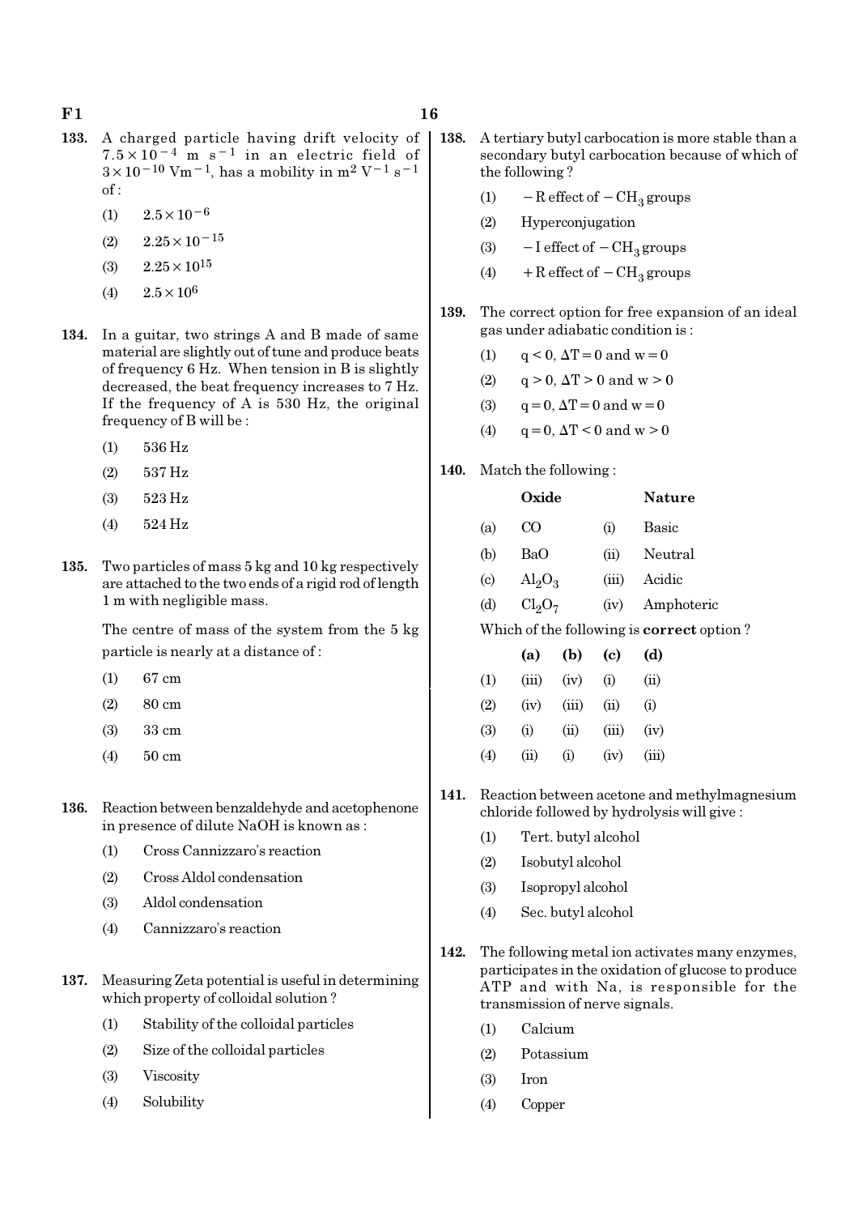133. A charged particle having drift velocity of $7.5 \times 10^{-4}$ m s$^{-1}$ in an electric field of $3 \times 10^{-10}$ Vm$^{-1}$, has a mobility in m$^2$ V$^{-1}$ s$^{-1}$ of :

(1) $2.5 \times 10^{-6}$

(2) $2.25 \times 10^{-15}$

(3) $2.25 \times 10^{15}$

(4) $2.5 \times 10^{6}$

134. In a guitar, two strings A and B made of same material are slightly out of tune and produce beats of frequency 6 Hz. When tension in B is slightly decreased, the beat frequency increases to 7 Hz. If the frequency of A is 530 Hz, the original frequency of B will be :

(1) 536 Hz

(2) 537 Hz

(3) 523 Hz

(4) 524 Hz

135. Two particles of mass 5 kg and 10 kg respectively are attached to the two ends of a rigid rod of length 1 m with negligible mass.

The centre of mass of the system from the 5 kg particle is nearly at a distance of :

(1) 67 cm

(2) 80 cm

(3) 33 cm

(4) 50 cm

136. Reaction between benzaldehyde and acetophenone in presence of dilute NaOH is known as :

(1) Cross Cannizzaro's reaction

(2) Cross Aldol condensation

(3) Aldol condensation

(4) Cannizzaro's reaction

137. Measuring Zeta potential is useful in determining which property of colloidal solution ?

(1) Stability of the colloidal particles

(2) Size of the colloidal particles

(3) Viscosity

(4) Solubility

138. A tertiary butyl carbocation is more stable than a secondary butyl carbocation because of which of the following ?

(1) $-$R effect of $-CH_3$ groups

(2) Hyperconjugation

(3) $-$I effect of $-CH_3$ groups

(4) $+$R effect of $-CH_3$ groups

139. The correct option for free expansion of an ideal gas under adiabatic condition is :

(1) $q < 0$, $\Delta T = 0$ and $w = 0$

(2) $q > 0$, $\Delta T > 0$ and $w > 0$

(3) $q = 0$, $\Delta T = 0$ and $w = 0$

(4) $q = 0$, $\Delta T < 0$ and $w > 0$

140. Match the following :

| | Oxide | | Nature |
|---|---|---|---|
| (a) | $CO$ | (i) | Basic |
| (b) | $BaO$ | (ii) | Neutral |
| (c) | $Al_2O_3$ | (iii) | Acidic |
| (d) | $Cl_2O_7$ | (iv) | Amphoteric |

Which of the following is **correct** option ?

| | (a) | (b) | (c) | (d) |
|---|---|---|---|---|
| (1) | (iii) | (iv) | (i) | (ii) |
| (2) | (iv) | (iii) | (ii) | (i) |
| (3) | (i) | (ii) | (iii) | (iv) |
| (4) | (ii) | (i) | (iv) | (iii) |

141. Reaction between acetone and methylmagnesium chloride followed by hydrolysis will give :

(1) Tert. butyl alcohol

(2) Isobutyl alcohol

(3) Isopropyl alcohol

(4) Sec. butyl alcohol

142. The following metal ion activates many enzymes, participates in the oxidation of glucose to produce ATP and with Na, is responsible for the transmission of nerve signals.

(1) Calcium

(2) Potassium

(3) Iron

(4) Copper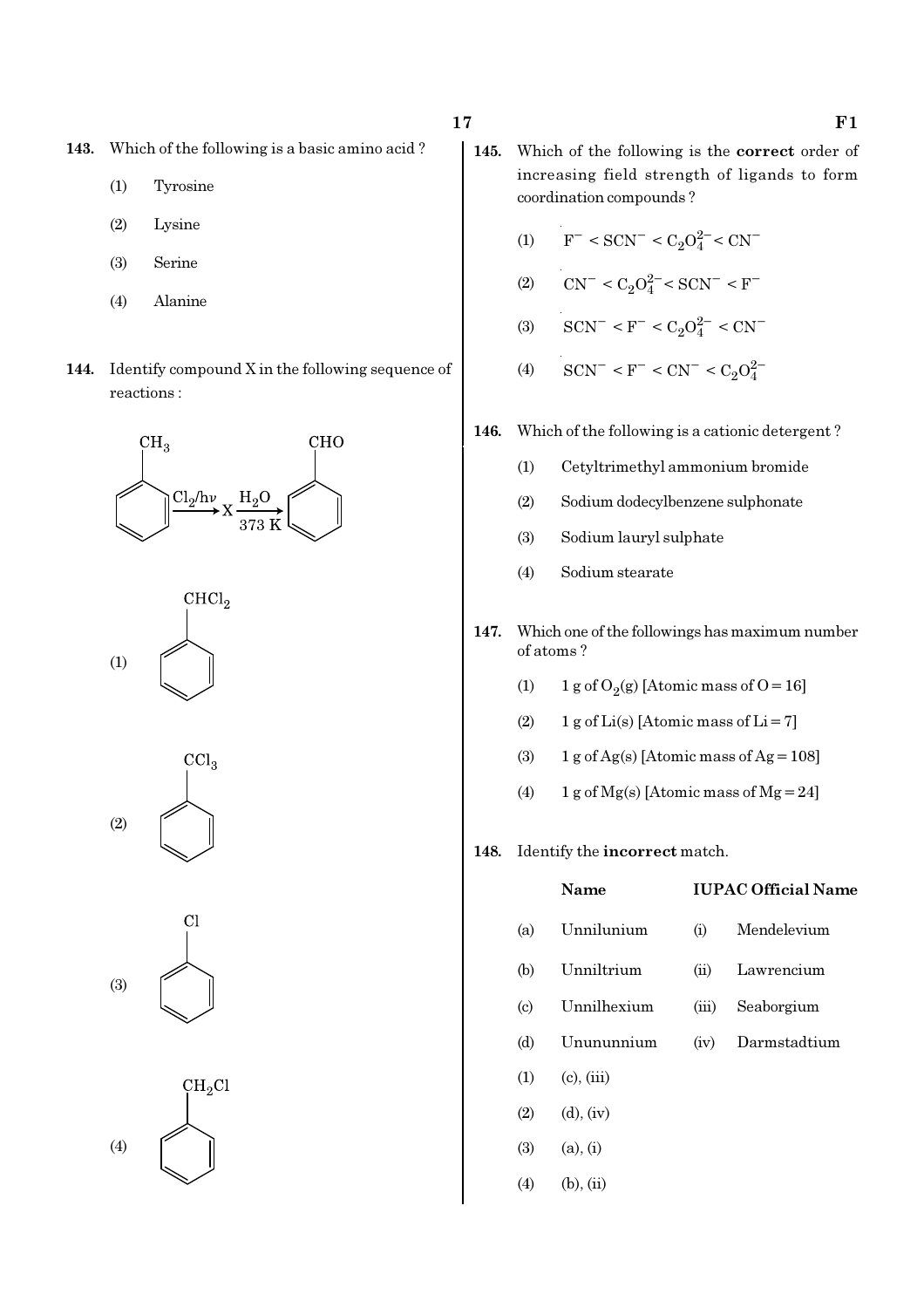**143.** Which of the following is a basic amino acid ?

(1) Tyrosine

(2) Lysine

(3) Serine

(4) Alanine

**144.** Identify compound X in the following sequence of reactions :

Toluene ($C_6H_5CH_3$) $\xrightarrow{Cl_2/h\nu}$ X $\xrightarrow[373\ K]{H_2O}$ Benzaldehyde ($C_6H_5CHO$)

(1) $C_6H_5CHCl_2$

(2) $C_6H_5CCl_3$

(3) $C_6H_5Cl$

(4) $C_6H_5CH_2Cl$

**145.** Which of the following is the **correct** order of increasing field strength of ligands to form coordination compounds ?

(1) $F^- < SCN^- < C_2O_4^{2-} < CN^-$

(2) $CN^- < C_2O_4^{2-} < SCN^- < F^-$

(3) $SCN^- < F^- < C_2O_4^{2-} < CN^-$

(4) $SCN^- < F^- < CN^- < C_2O_4^{2-}$

**146.** Which of the following is a cationic detergent ?

(1) Cetyltrimethyl ammonium bromide

(2) Sodium dodecylbenzene sulphonate

(3) Sodium lauryl sulphate

(4) Sodium stearate

**147.** Which one of the followings has maximum number of atoms ?

(1) 1 g of $O_2(g)$ [Atomic mass of O = 16]

(2) 1 g of Li(s) [Atomic mass of Li = 7]

(3) 1 g of Ag(s) [Atomic mass of Ag = 108]

(4) 1 g of Mg(s) [Atomic mass of Mg = 24]

**148.** Identify the **incorrect** match.

| | Name | | IUPAC Official Name |
|---|---|---|---|
| (a) | Unnilunium | (i) | Mendelevium |
| (b) | Unniltrium | (ii) | Lawrencium |
| (c) | Unnilhexium | (iii) | Seaborgium |
| (d) | Unununnium | (iv) | Darmstadtium |

(1) (c), (iii)

(2) (d), (iv)

(3) (a), (i)

(4) (b), (ii)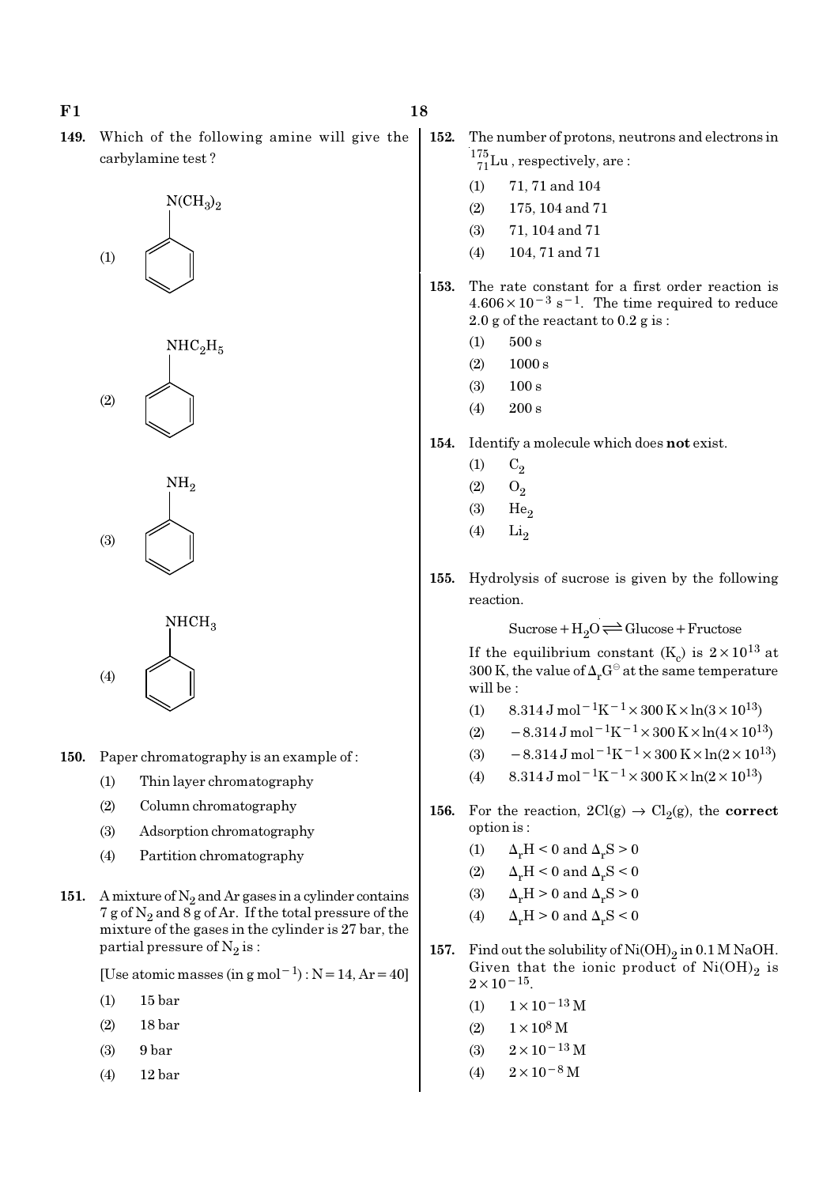**149.** Which of the following amine will give the carbylamine test ?

(1) $C_6H_5N(CH_3)_2$ (benzene ring with $N(CH_3)_2$)

(2) $C_6H_5NHC_2H_5$ (benzene ring with $NHC_2H_5$)

(3) $C_6H_5NH_2$ (benzene ring with $NH_2$)

(4) $C_6H_5NHCH_3$ (benzene ring with $NHCH_3$)

**150.** Paper chromatography is an example of :

(1) Thin layer chromatography
(2) Column chromatography
(3) Adsorption chromatography
(4) Partition chromatography

**151.** A mixture of $N_2$ and Ar gases in a cylinder contains 7 g of $N_2$ and 8 g of Ar. If the total pressure of the mixture of the gases in the cylinder is 27 bar, the partial pressure of $N_2$ is :

[Use atomic masses (in g mol$^{-1}$) : N = 14, Ar = 40]

(1) 15 bar
(2) 18 bar
(3) 9 bar
(4) 12 bar

**152.** The number of protons, neutrons and electrons in $^{175}_{71}Lu$, respectively, are :

(1) 71, 71 and 104
(2) 175, 104 and 71
(3) 71, 104 and 71
(4) 104, 71 and 71

**153.** The rate constant for a first order reaction is $4.606 \times 10^{-3}\ s^{-1}$. The time required to reduce 2.0 g of the reactant to 0.2 g is :

(1) 500 s
(2) 1000 s
(3) 100 s
(4) 200 s

**154.** Identify a molecule which does **not** exist.

(1) $C_2$
(2) $O_2$
(3) $He_2$
(4) $Li_2$

**155.** Hydrolysis of sucrose is given by the following reaction.

$$\text{Sucrose} + H_2O \rightleftharpoons \text{Glucose} + \text{Fructose}$$

If the equilibrium constant ($K_c$) is $2 \times 10^{13}$ at 300 K, the value of $\Delta_r G^{\ominus}$ at the same temperature will be :

(1) $8.314\ J\ mol^{-1}K^{-1} \times 300\ K \times \ln(3 \times 10^{13})$
(2) $-8.314\ J\ mol^{-1}K^{-1} \times 300\ K \times \ln(4 \times 10^{13})$
(3) $-8.314\ J\ mol^{-1}K^{-1} \times 300\ K \times \ln(2 \times 10^{13})$
(4) $8.314\ J\ mol^{-1}K^{-1} \times 300\ K \times \ln(2 \times 10^{13})$

**156.** For the reaction, $2Cl(g) \rightarrow Cl_2(g)$, the **correct** option is :

(1) $\Delta_r H < 0$ and $\Delta_r S > 0$
(2) $\Delta_r H < 0$ and $\Delta_r S < 0$
(3) $\Delta_r H > 0$ and $\Delta_r S > 0$
(4) $\Delta_r H > 0$ and $\Delta_r S < 0$

**157.** Find out the solubility of $Ni(OH)_2$ in 0.1 M NaOH. Given that the ionic product of $Ni(OH)_2$ is $2 \times 10^{-15}$.

(1) $1 \times 10^{-13}$ M
(2) $1 \times 10^{8}$ M
(3) $2 \times 10^{-13}$ M
(4) $2 \times 10^{-8}$ M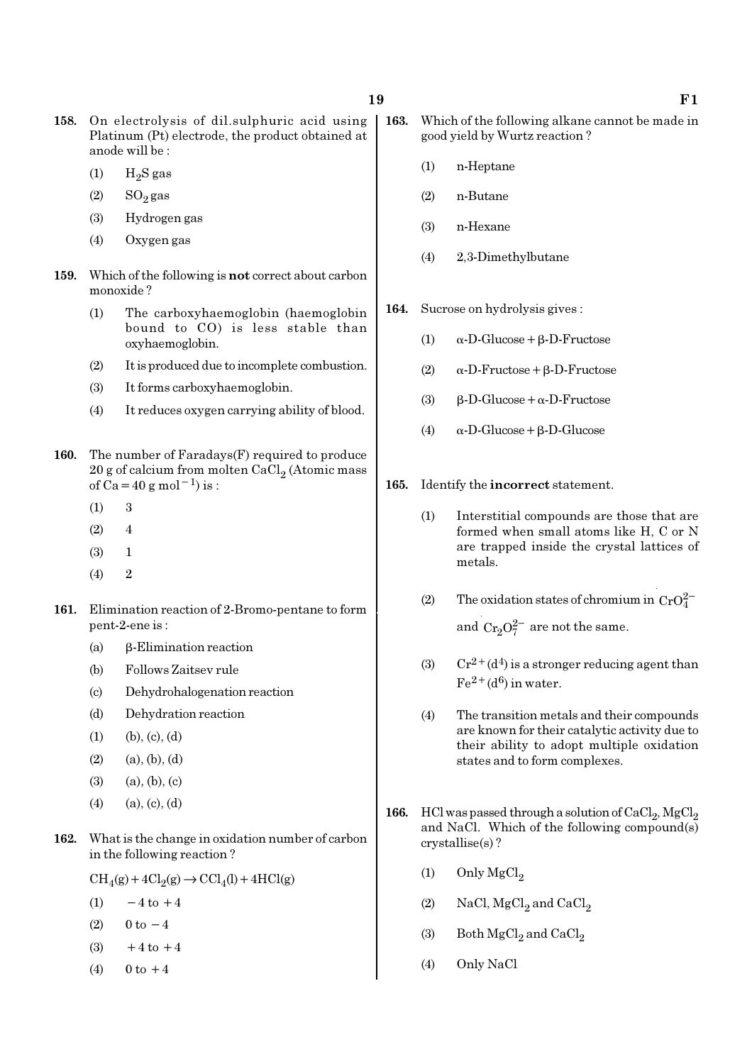**158.** On electrolysis of dil.sulphuric acid using Platinum (Pt) electrode, the product obtained at anode will be :

(1) $H_2S$ gas

(2) $SO_2$ gas

(3) Hydrogen gas

(4) Oxygen gas

**159.** Which of the following is **not** correct about carbon monoxide ?

(1) The carboxyhaemoglobin (haemoglobin bound to CO) is less stable than oxyhaemoglobin.

(2) It is produced due to incomplete combustion.

(3) It forms carboxyhaemoglobin.

(4) It reduces oxygen carrying ability of blood.

**160.** The number of Faradays(F) required to produce 20 g of calcium from molten $CaCl_2$ (Atomic mass of Ca = 40 g $mol^{-1}$) is :

(1) 3

(2) 4

(3) 1

(4) 2

**161.** Elimination reaction of 2-Bromo-pentane to form pent-2-ene is :

(a) β-Elimination reaction

(b) Follows Zaitsev rule

(c) Dehydrohalogenation reaction

(d) Dehydration reaction

(1) (b), (c), (d)

(2) (a), (b), (d)

(3) (a), (b), (c)

(4) (a), (c), (d)

**162.** What is the change in oxidation number of carbon in the following reaction ?

$CH_4(g) + 4Cl_2(g) \rightarrow CCl_4(l) + 4HCl(g)$

(1) $-4$ to $+4$

(2) $0$ to $-4$

(3) $+4$ to $+4$

(4) $0$ to $+4$

**163.** Which of the following alkane cannot be made in good yield by Wurtz reaction ?

(1) n-Heptane

(2) n-Butane

(3) n-Hexane

(4) 2,3-Dimethylbutane

**164.** Sucrose on hydrolysis gives :

(1) α-D-Glucose + β-D-Fructose

(2) α-D-Fructose + β-D-Fructose

(3) β-D-Glucose + α-D-Fructose

(4) α-D-Glucose + β-D-Glucose

**165.** Identify the **incorrect** statement.

(1) Interstitial compounds are those that are formed when small atoms like H, C or N are trapped inside the crystal lattices of metals.

(2) The oxidation states of chromium in $CrO_4^{2-}$ and $Cr_2O_7^{2-}$ are not the same.

(3) $Cr^{2+}(d^4)$ is a stronger reducing agent than $Fe^{2+}(d^6)$ in water.

(4) The transition metals and their compounds are known for their catalytic activity due to their ability to adopt multiple oxidation states and to form complexes.

**166.** HCl was passed through a solution of $CaCl_2$, $MgCl_2$ and NaCl. Which of the following compound(s) crystallise(s) ?

(1) Only $MgCl_2$

(2) NaCl, $MgCl_2$ and $CaCl_2$

(3) Both $MgCl_2$ and $CaCl_2$

(4) Only NaCl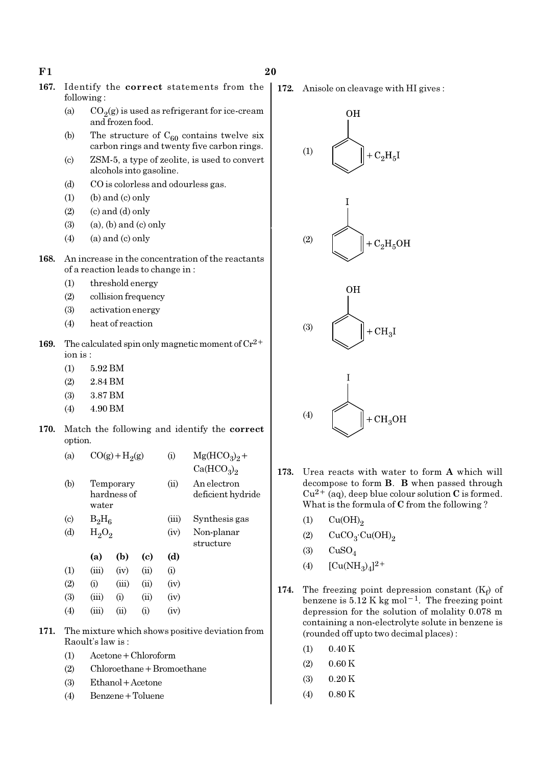167. Identify the **correct** statements from the following :

(a) $CO_2(g)$ is used as refrigerant for ice-cream and frozen food.

(b) The structure of $C_{60}$ contains twelve six carbon rings and twenty five carbon rings.

(c) ZSM-5, a type of zeolite, is used to convert alcohols into gasoline.

(d) CO is colorless and odourless gas.

(1) (b) and (c) only
(2) (c) and (d) only
(3) (a), (b) and (c) only
(4) (a) and (c) only

168. An increase in the concentration of the reactants of a reaction leads to change in :

(1) threshold energy
(2) collision frequency
(3) activation energy
(4) heat of reaction

169. The calculated spin only magnetic moment of $Cr^{2+}$ ion is :

(1) 5.92 BM
(2) 2.84 BM
(3) 3.87 BM
(4) 4.90 BM

170. Match the following and identify the **correct** option.

| | | | |
|---|---|---|---|
| (a) | $CO(g) + H_2(g)$ | (i) | $Mg(HCO_3)_2 + Ca(HCO_3)_2$ |
| (b) | Temporary hardness of water | (ii) | An electron deficient hydride |
| (c) | $B_2H_6$ | (iii) | Synthesis gas |
| (d) | $H_2O_2$ | (iv) | Non-planar structure |

| | (a) | (b) | (c) | (d) |
|---|---|---|---|---|
| (1) | (iii) | (iv) | (ii) | (i) |
| (2) | (i) | (iii) | (ii) | (iv) |
| (3) | (iii) | (i) | (ii) | (iv) |
| (4) | (iii) | (ii) | (i) | (iv) |

171. The mixture which shows positive deviation from Raoult's law is :

(1) Acetone + Chloroform
(2) Chloroethane + Bromoethane
(3) Ethanol + Acetone
(4) Benzene + Toluene

172. Anisole on cleavage with HI gives :

(1) Phenol (benzene ring with OH) $+ C_2H_5I$

(2) Iodobenzene (benzene ring with I) $+ C_2H_5OH$

(3) Phenol (benzene ring with OH) $+ CH_3I$

(4) Iodobenzene (benzene ring with I) $+ CH_3OH$

173. Urea reacts with water to form **A** which will decompose to form **B**. **B** when passed through $Cu^{2+}$ (aq), deep blue colour solution **C** is formed. What is the formula of **C** from the following ?

(1) $Cu(OH)_2$
(2) $CuCO_3 \cdot Cu(OH)_2$
(3) $CuSO_4$
(4) $[Cu(NH_3)_4]^{2+}$

174. The freezing point depression constant ($K_f$) of benzene is 5.12 K kg mol$^{-1}$. The freezing point depression for the solution of molality 0.078 m containing a non-electrolyte solute in benzene is (rounded off upto two decimal places) :

(1) 0.40 K
(2) 0.60 K
(3) 0.20 K
(4) 0.80 K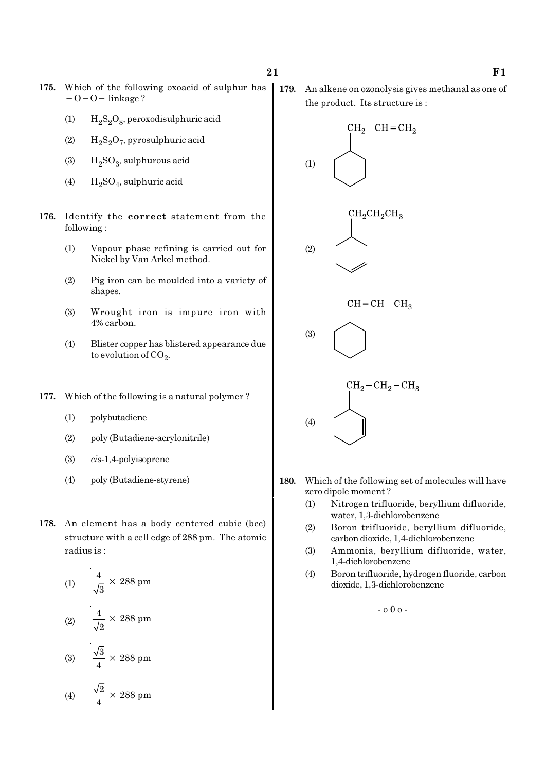175. Which of the following oxoacid of sulphur has $-O-O-$ linkage ?

(1) $H_2S_2O_8$, peroxodisulphuric acid

(2) $H_2S_2O_7$, pyrosulphuric acid

(3) $H_2SO_3$, sulphurous acid

(4) $H_2SO_4$, sulphuric acid

176. Identify the **correct** statement from the following :

(1) Vapour phase refining is carried out for Nickel by Van Arkel method.

(2) Pig iron can be moulded into a variety of shapes.

(3) Wrought iron is impure iron with 4% carbon.

(4) Blister copper has blistered appearance due to evolution of $CO_2$.

177. Which of the following is a natural polymer ?

(1) polybutadiene

(2) poly (Butadiene-acrylonitrile)

(3) *cis*-1,4-polyisoprene

(4) poly (Butadiene-styrene)

178. An element has a body centered cubic (bcc) structure with a cell edge of 288 pm. The atomic radius is :

(1) $\frac{4}{\sqrt{3}} \times 288$ pm

(2) $\frac{4}{\sqrt{2}} \times 288$ pm

(3) $\frac{\sqrt{3}}{4} \times 288$ pm

(4) $\frac{\sqrt{2}}{4} \times 288$ pm

179. An alkene on ozonolysis gives methanal as one of the product. Its structure is :

(1) Cyclohexane ring bearing $CH_2-CH=CH_2$

(2) Cyclohexene ring bearing $CH_2CH_2CH_3$

(3) Cyclohexane ring bearing $CH=CH-CH_3$

(4) Cyclohexene ring bearing $CH_2-CH_2-CH_3$

180. Which of the following set of molecules will have zero dipole moment ?

(1) Nitrogen trifluoride, beryllium difluoride, water, 1,3-dichlorobenzene

(2) Boron trifluoride, beryllium difluoride, carbon dioxide, 1,4-dichlorobenzene

(3) Ammonia, beryllium difluoride, water, 1,4-dichlorobenzene

(4) Boron trifluoride, hydrogen fluoride, carbon dioxide, 1,3-dichlorobenzene

- o 0 o -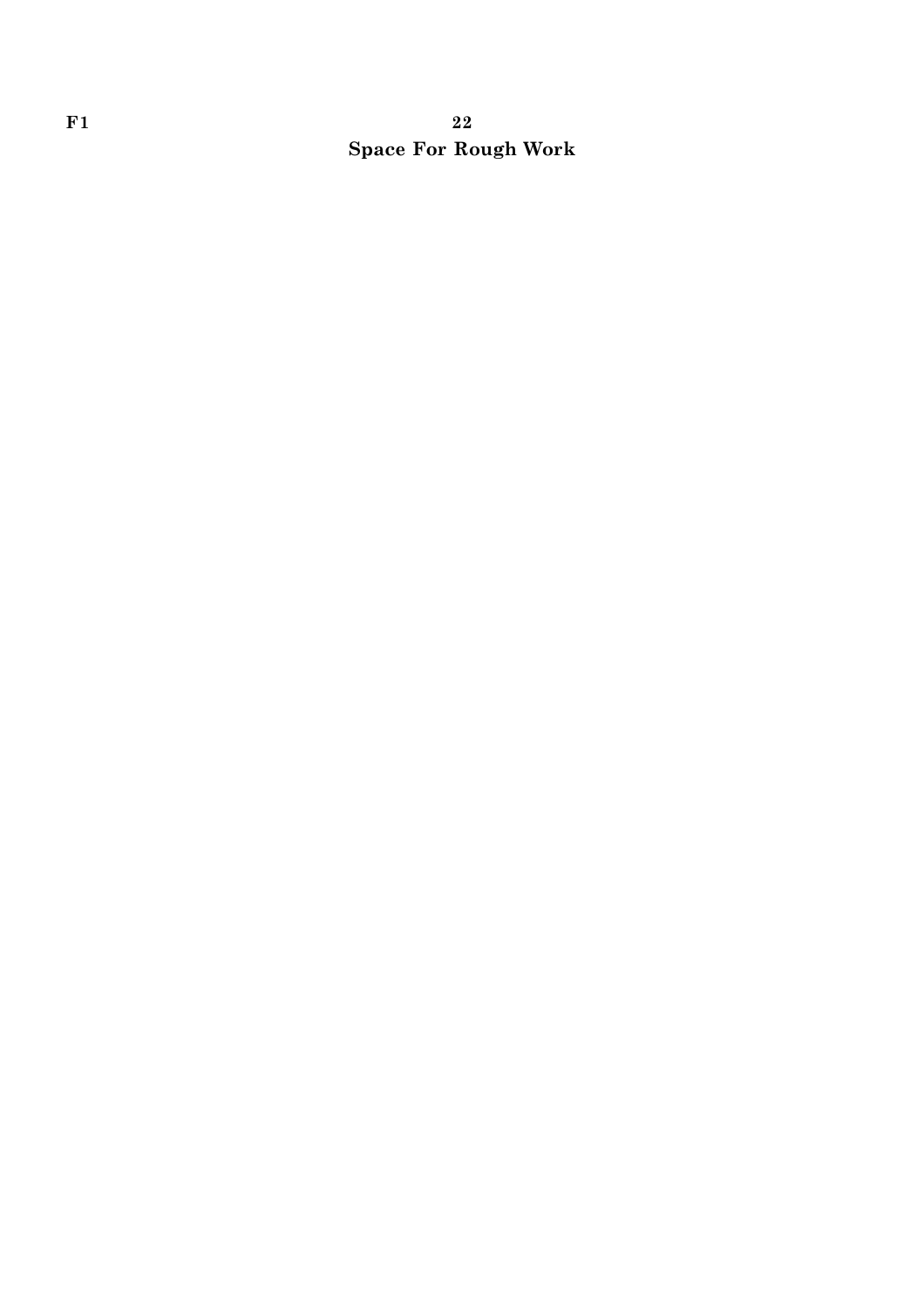**Space For Rough Work**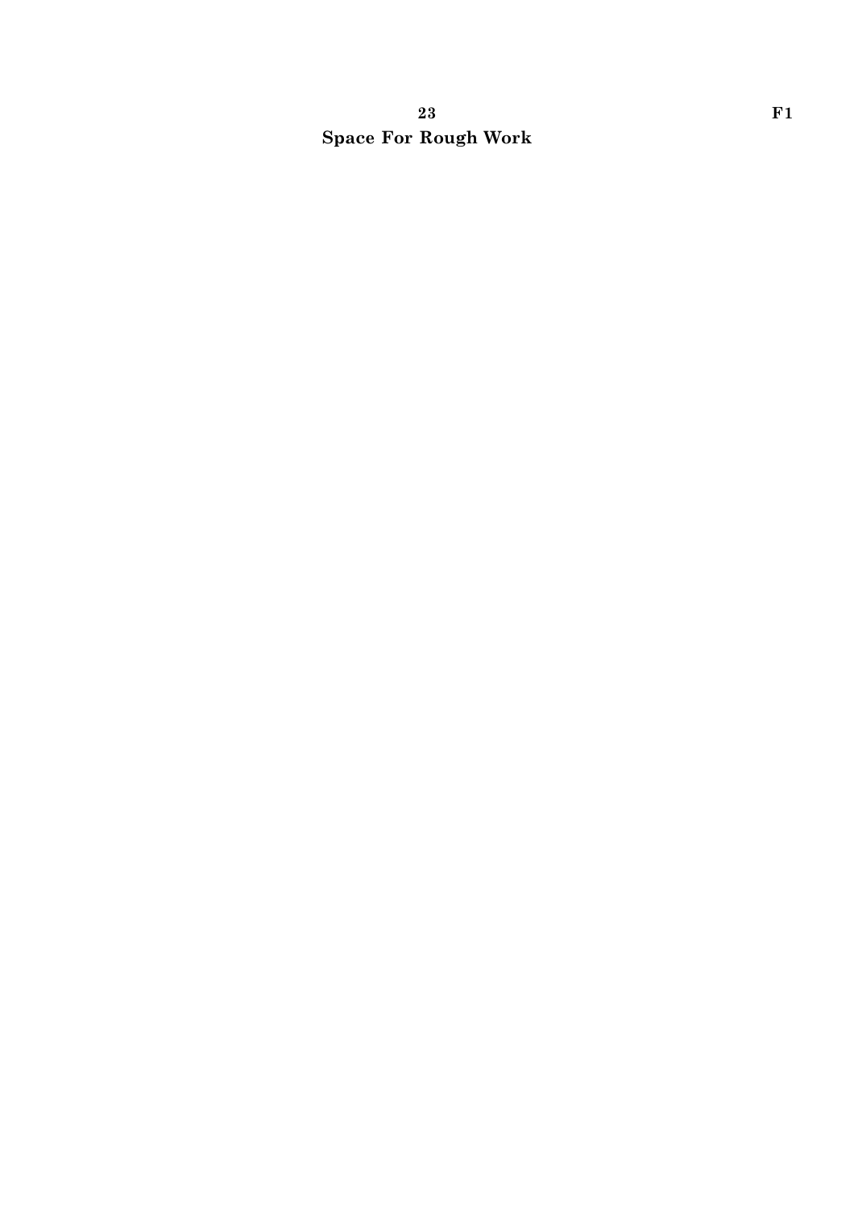**Space For Rough Work**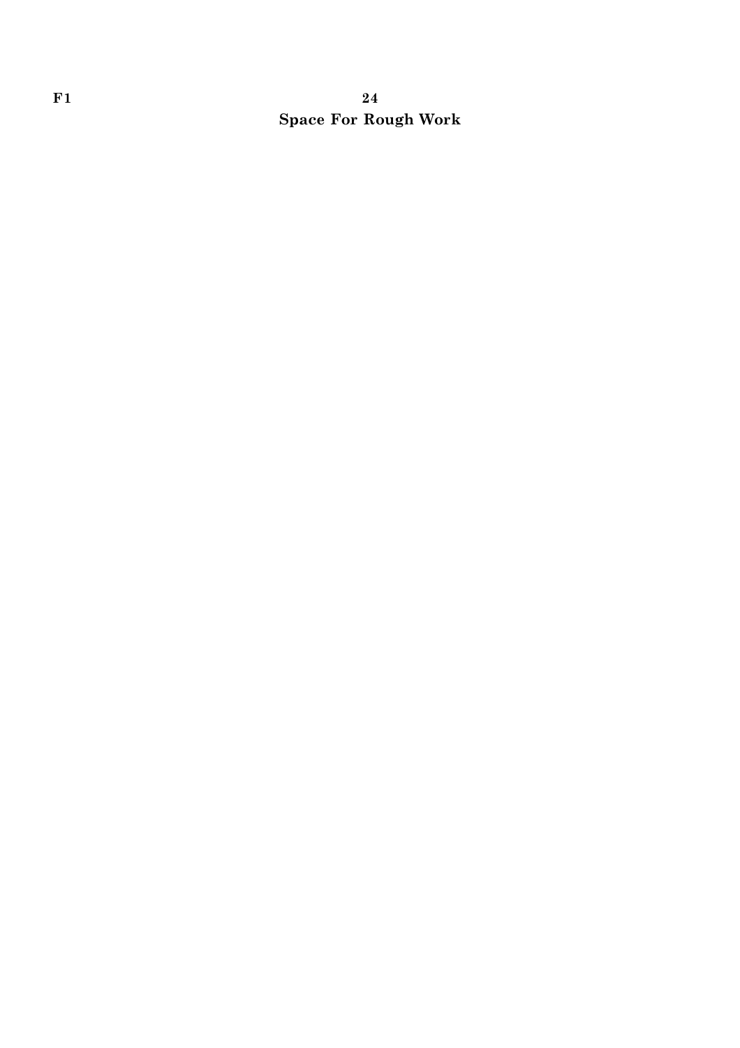**Space For Rough Work**